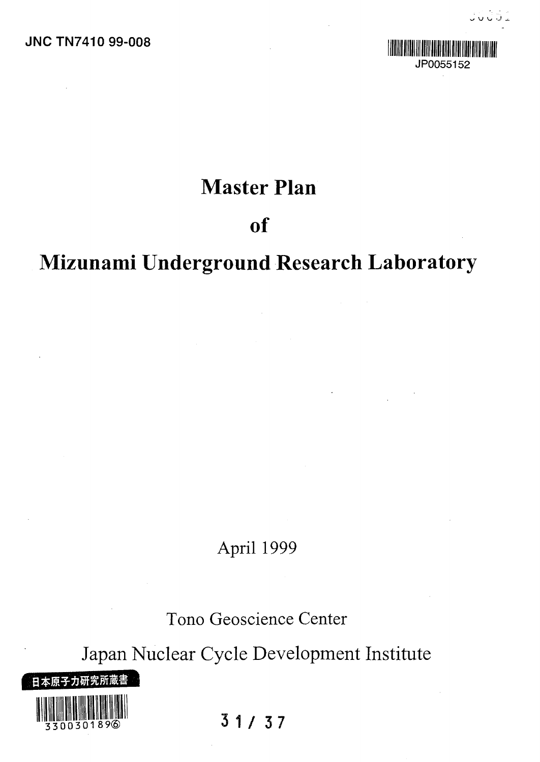JNC TN7410 99-008

JP0055152

# Master Plan

# of

# Mizunami Underground Research Laboratory

April 1999

Tono Geoscience Center

Japan Nuclear Cycle Development Institute

日本原子力研究所蔵書

3300301896

31 / 37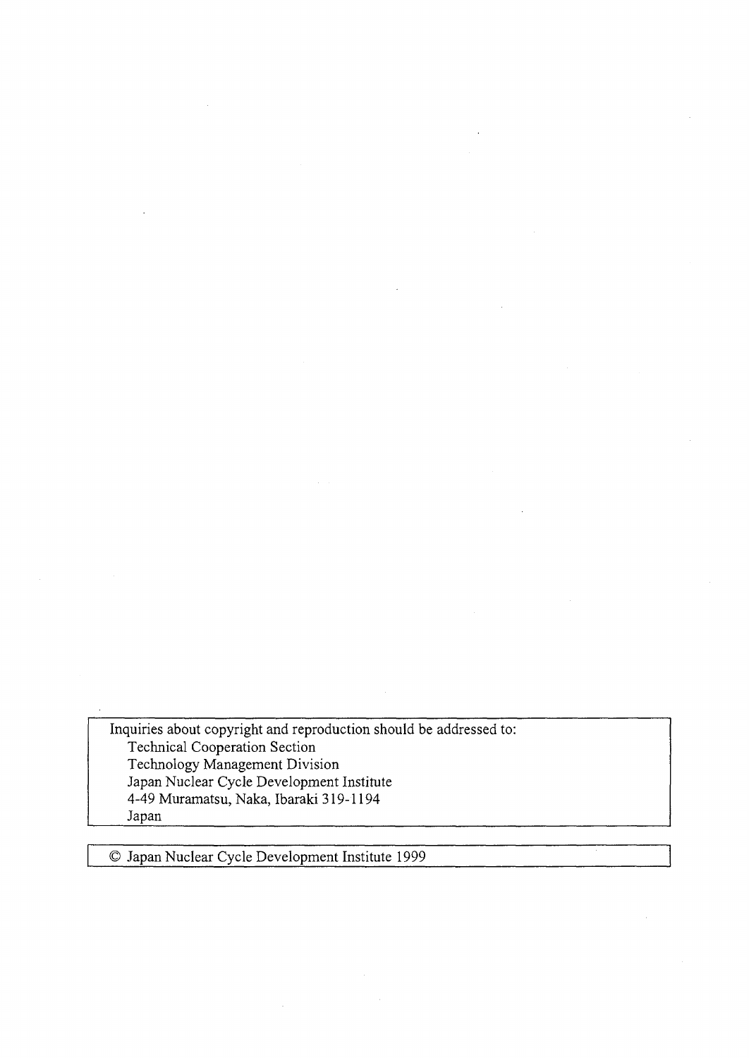Inquiries about copyright and reproduction should be addressed to:
Technical Cooperation Section
Technology Management Division
Japan Nuclear Cycle Development Institute
4-49 Muramatsu, Naka, Ibaraki 319-1194
Japan

© Japan Nuclear Cycle Development Institute 1999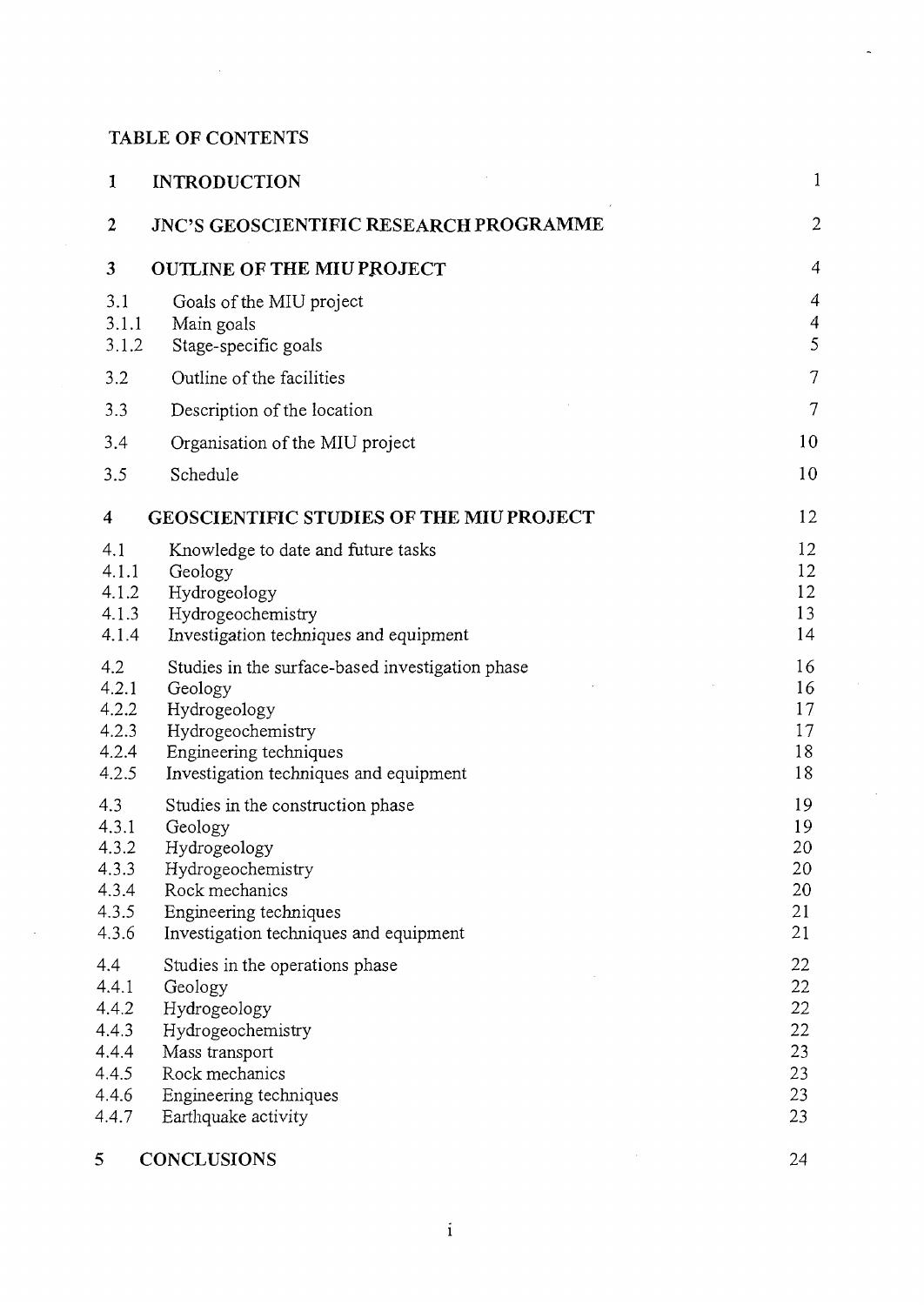## TABLE OF CONTENTS

| | | |
|---|---|---|
| **1** | **INTRODUCTION** | 1 |
| **2** | **JNC'S GEOSCIENTIFIC RESEARCH PROGRAMME** | 2 |
| **3** | **OUTLINE OF THE MIU PROJECT** | 4 |
| 3.1 | Goals of the MIU project | 4 |
| 3.1.1 | Main goals | 4 |
| 3.1.2 | Stage-specific goals | 5 |
| 3.2 | Outline of the facilities | 7 |
| 3.3 | Description of the location | 7 |
| 3.4 | Organisation of the MIU project | 10 |
| 3.5 | Schedule | 10 |
| **4** | **GEOSCIENTIFIC STUDIES OF THE MIU PROJECT** | 12 |
| 4.1 | Knowledge to date and future tasks | 12 |
| 4.1.1 | Geology | 12 |
| 4.1.2 | Hydrogeology | 12 |
| 4.1.3 | Hydrogeochemistry | 13 |
| 4.1.4 | Investigation techniques and equipment | 14 |
| 4.2 | Studies in the surface-based investigation phase | 16 |
| 4.2.1 | Geology | 16 |
| 4.2.2 | Hydrogeology | 17 |
| 4.2.3 | Hydrogeochemistry | 17 |
| 4.2.4 | Engineering techniques | 18 |
| 4.2.5 | Investigation techniques and equipment | 18 |
| 4.3 | Studies in the construction phase | 19 |
| 4.3.1 | Geology | 19 |
| 4.3.2 | Hydrogeology | 20 |
| 4.3.3 | Hydrogeochemistry | 20 |
| 4.3.4 | Rock mechanics | 20 |
| 4.3.5 | Engineering techniques | 21 |
| 4.3.6 | Investigation techniques and equipment | 21 |
| 4.4 | Studies in the operations phase | 22 |
| 4.4.1 | Geology | 22 |
| 4.4.2 | Hydrogeology | 22 |
| 4.4.3 | Hydrogeochemistry | 22 |
| 4.4.4 | Mass transport | 23 |
| 4.4.5 | Rock mechanics | 23 |
| 4.4.6 | Engineering techniques | 23 |
| 4.4.7 | Earthquake activity | 23 |
| **5** | **CONCLUSIONS** | 24 |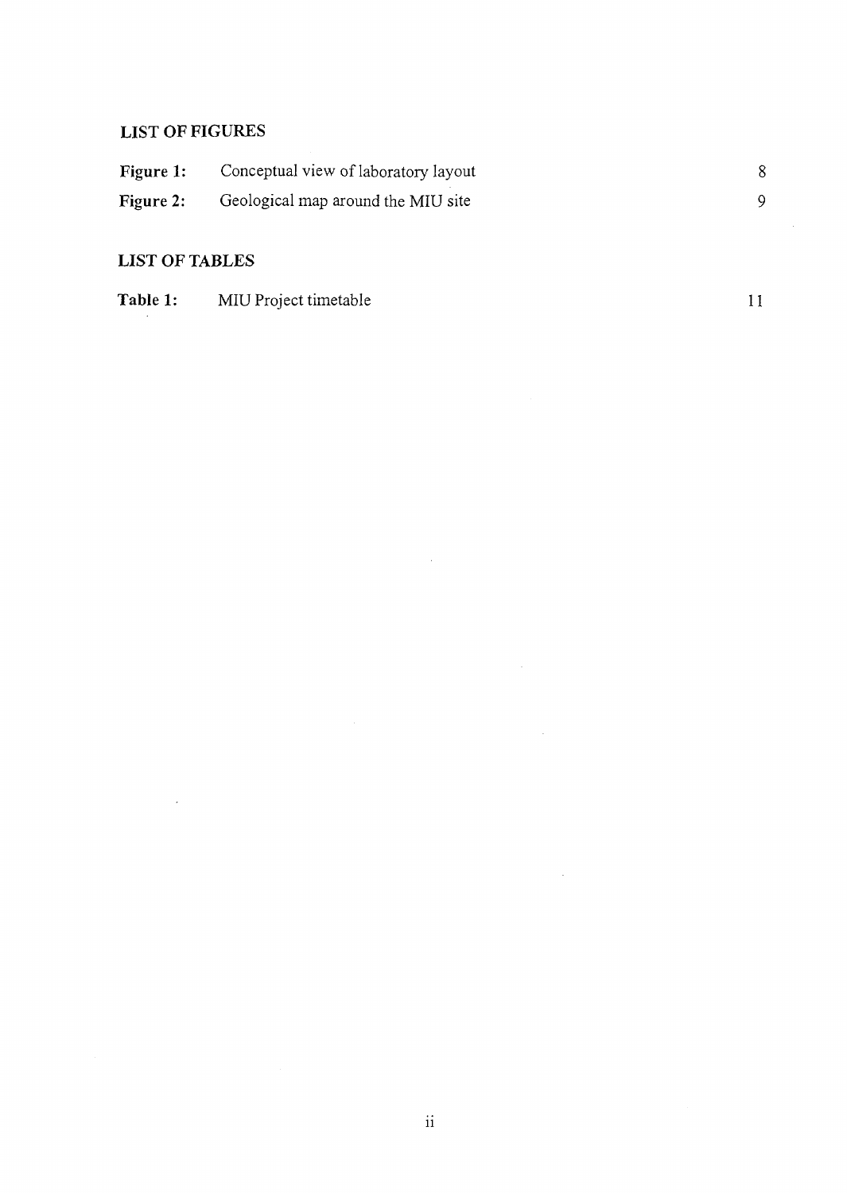## LIST OF FIGURES

| | | |
|---|---|---|
| **Figure 1:** | Conceptual view of laboratory layout | 8 |
| **Figure 2:** | Geological map around the MIU site | 9 |

## LIST OF TABLES

| | | |
|---|---|---|
| **Table 1:** | MIU Project timetable | 11 |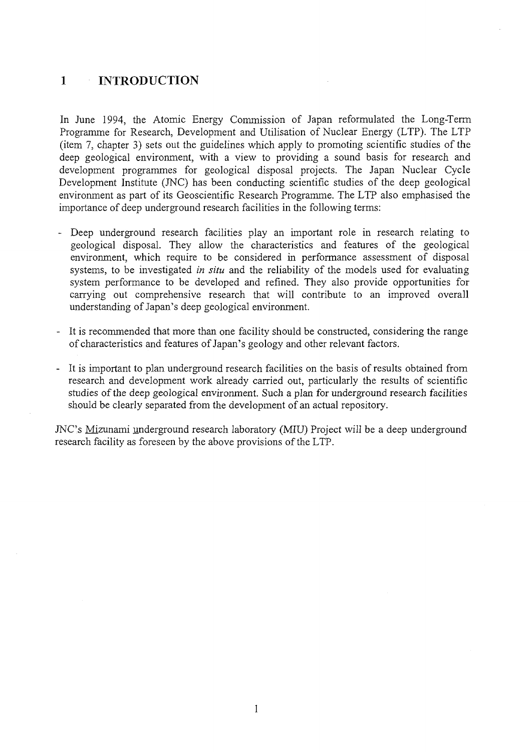# 1 INTRODUCTION

In June 1994, the Atomic Energy Commission of Japan reformulated the Long-Term Programme for Research, Development and Utilisation of Nuclear Energy (LTP). The LTP (item 7, chapter 3) sets out the guidelines which apply to promoting scientific studies of the deep geological environment, with a view to providing a sound basis for research and development programmes for geological disposal projects. The Japan Nuclear Cycle Development Institute (JNC) has been conducting scientific studies of the deep geological environment as part of its Geoscientific Research Programme. The LTP also emphasised the importance of deep underground research facilities in the following terms:

- Deep underground research facilities play an important role in research relating to geological disposal. They allow the characteristics and features of the geological environment, which require to be considered in performance assessment of disposal systems, to be investigated *in situ* and the reliability of the models used for evaluating system performance to be developed and refined. They also provide opportunities for carrying out comprehensive research that will contribute to an improved overall understanding of Japan's deep geological environment.
- It is recommended that more than one facility should be constructed, considering the range of characteristics and features of Japan's geology and other relevant factors.
- It is important to plan underground research facilities on the basis of results obtained from research and development work already carried out, particularly the results of scientific studies of the deep geological environment. Such a plan for underground research facilities should be clearly separated from the development of an actual repository.

JNC's Mizunami underground research laboratory (MIU) Project will be a deep underground research facility as foreseen by the above provisions of the LTP.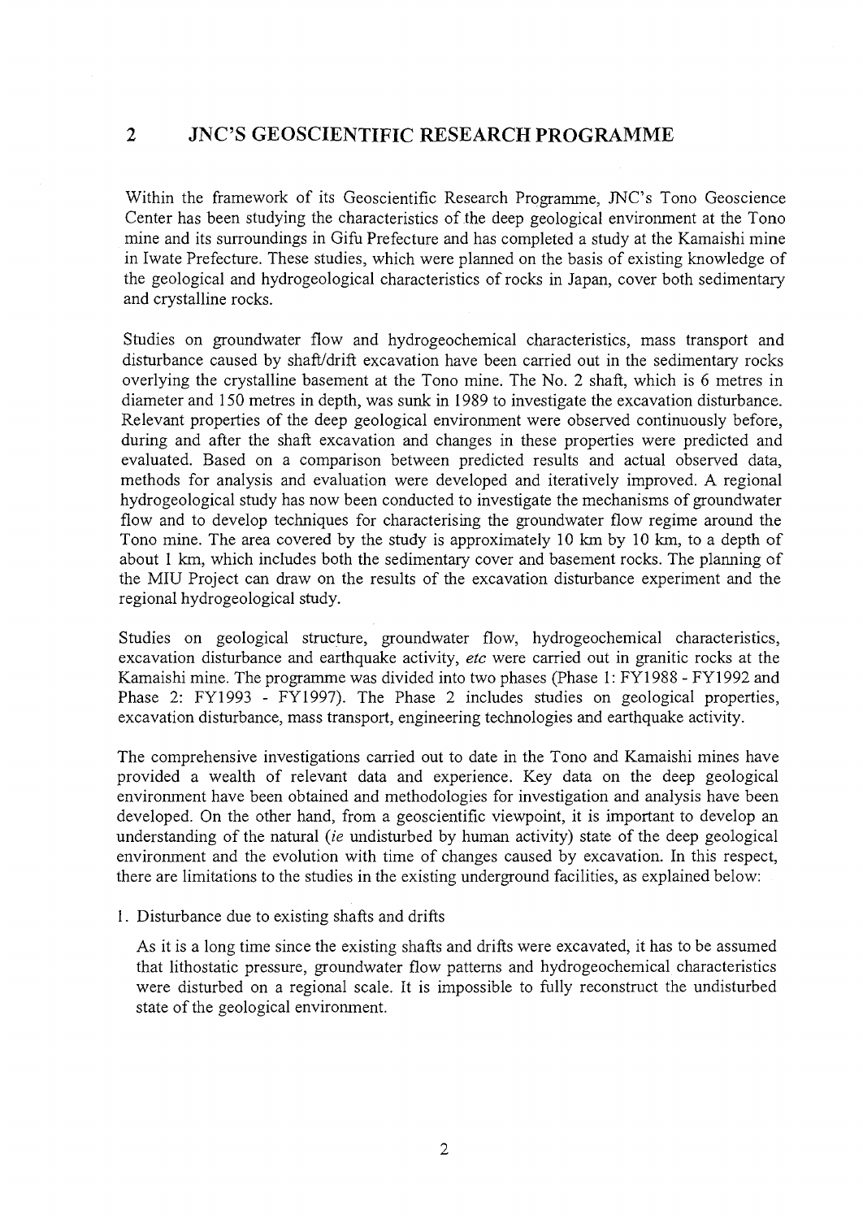## 2 JNC'S GEOSCIENTIFIC RESEARCH PROGRAMME

Within the framework of its Geoscientific Research Programme, JNC's Tono Geoscience Center has been studying the characteristics of the deep geological environment at the Tono mine and its surroundings in Gifu Prefecture and has completed a study at the Kamaishi mine in Iwate Prefecture. These studies, which were planned on the basis of existing knowledge of the geological and hydrogeological characteristics of rocks in Japan, cover both sedimentary and crystalline rocks.

Studies on groundwater flow and hydrogeochemical characteristics, mass transport and disturbance caused by shaft/drift excavation have been carried out in the sedimentary rocks overlying the crystalline basement at the Tono mine. The No. 2 shaft, which is 6 metres in diameter and 150 metres in depth, was sunk in 1989 to investigate the excavation disturbance. Relevant properties of the deep geological environment were observed continuously before, during and after the shaft excavation and changes in these properties were predicted and evaluated. Based on a comparison between predicted results and actual observed data, methods for analysis and evaluation were developed and iteratively improved. A regional hydrogeological study has now been conducted to investigate the mechanisms of groundwater flow and to develop techniques for characterising the groundwater flow regime around the Tono mine. The area covered by the study is approximately 10 km by 10 km, to a depth of about 1 km, which includes both the sedimentary cover and basement rocks. The planning of the MIU Project can draw on the results of the excavation disturbance experiment and the regional hydrogeological study.

Studies on geological structure, groundwater flow, hydrogeochemical characteristics, excavation disturbance and earthquake activity, *etc* were carried out in granitic rocks at the Kamaishi mine. The programme was divided into two phases (Phase 1: FY1988 - FY1992 and Phase 2: FY1993 - FY1997). The Phase 2 includes studies on geological properties, excavation disturbance, mass transport, engineering technologies and earthquake activity.

The comprehensive investigations carried out to date in the Tono and Kamaishi mines have provided a wealth of relevant data and experience. Key data on the deep geological environment have been obtained and methodologies for investigation and analysis have been developed. On the other hand, from a geoscientific viewpoint, it is important to develop an understanding of the natural (*ie* undisturbed by human activity) state of the deep geological environment and the evolution with time of changes caused by excavation. In this respect, there are limitations to the studies in the existing underground facilities, as explained below:

1. Disturbance due to existing shafts and drifts

   As it is a long time since the existing shafts and drifts were excavated, it has to be assumed that lithostatic pressure, groundwater flow patterns and hydrogeochemical characteristics were disturbed on a regional scale. It is impossible to fully reconstruct the undisturbed state of the geological environment.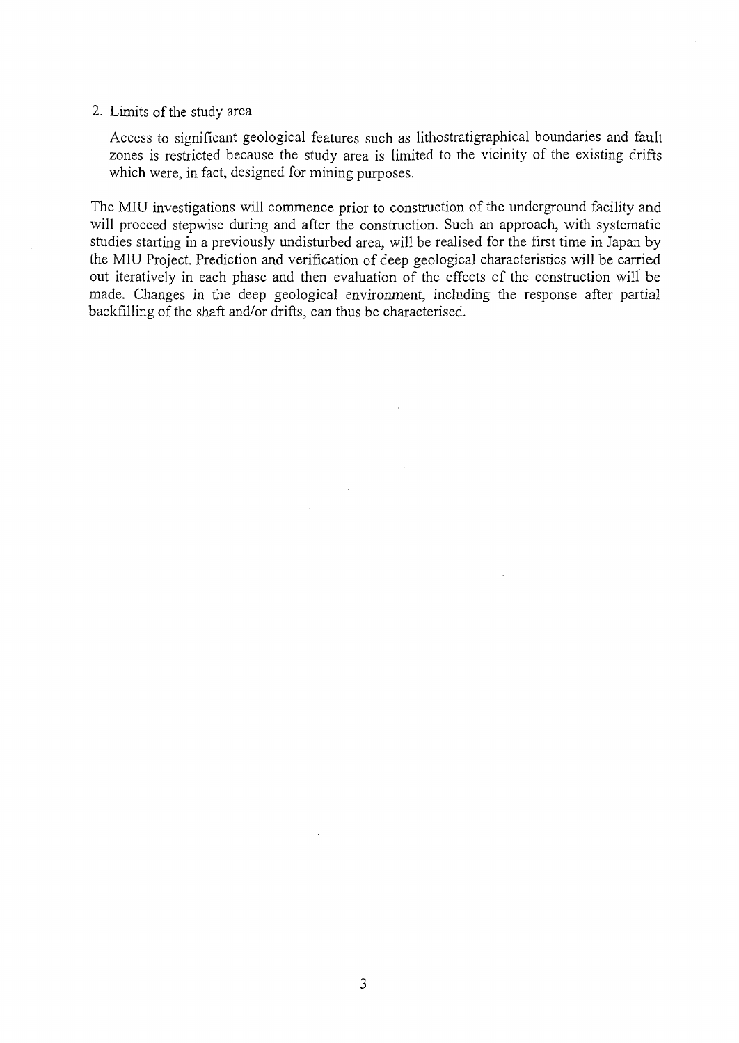2. Limits of the study area

   Access to significant geological features such as lithostratigraphical boundaries and fault zones is restricted because the study area is limited to the vicinity of the existing drifts which were, in fact, designed for mining purposes.

The MIU investigations will commence prior to construction of the underground facility and will proceed stepwise during and after the construction. Such an approach, with systematic studies starting in a previously undisturbed area, will be realised for the first time in Japan by the MIU Project. Prediction and verification of deep geological characteristics will be carried out iteratively in each phase and then evaluation of the effects of the construction will be made. Changes in the deep geological environment, including the response after partial backfilling of the shaft and/or drifts, can thus be characterised.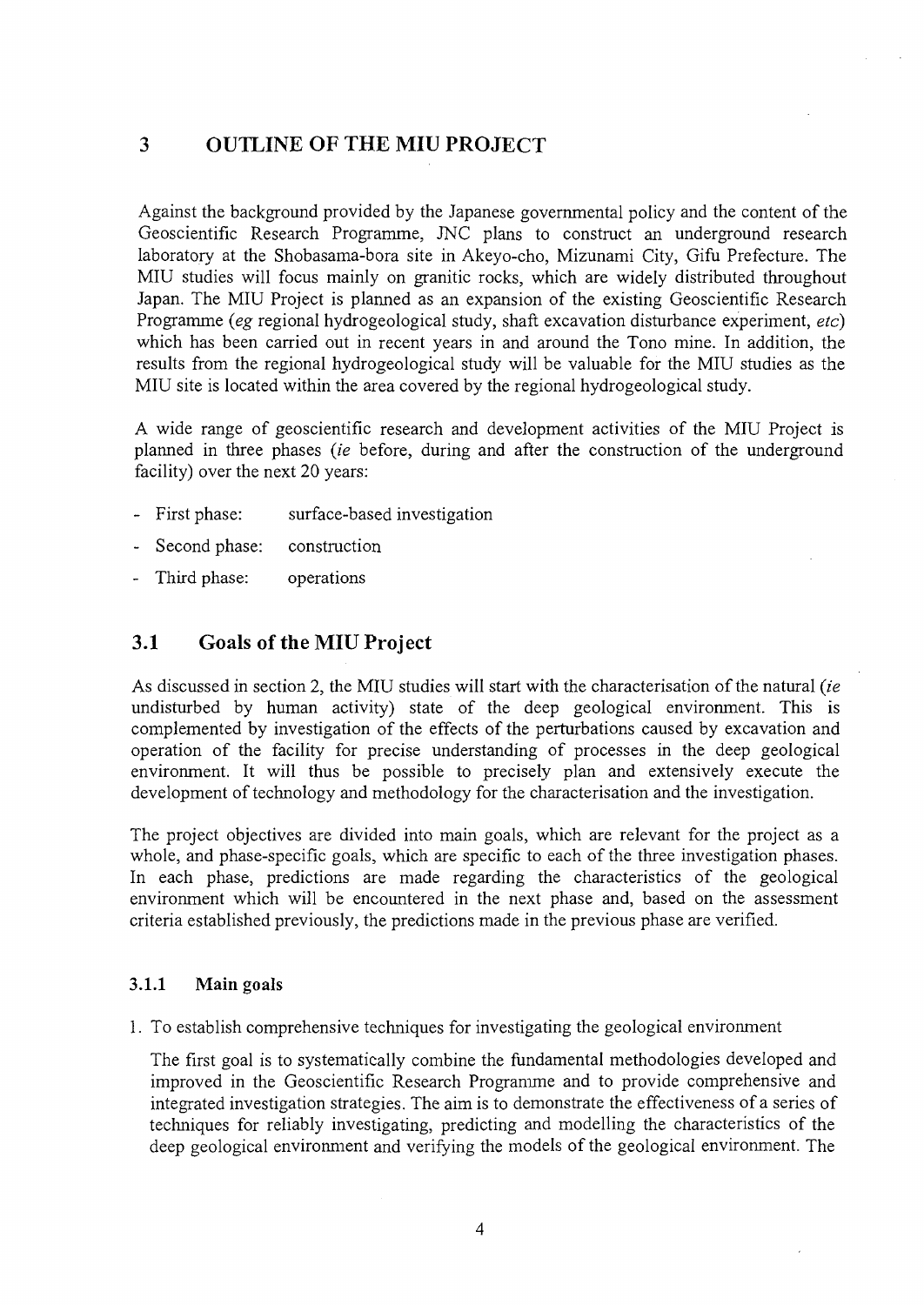# 3 OUTLINE OF THE MIU PROJECT

Against the background provided by the Japanese governmental policy and the content of the Geoscientific Research Programme, JNC plans to construct an underground research laboratory at the Shobasama-bora site in Akeyo-cho, Mizunami City, Gifu Prefecture. The MIU studies will focus mainly on granitic rocks, which are widely distributed throughout Japan. The MIU Project is planned as an expansion of the existing Geoscientific Research Programme (*eg* regional hydrogeological study, shaft excavation disturbance experiment, *etc*) which has been carried out in recent years in and around the Tono mine. In addition, the results from the regional hydrogeological study will be valuable for the MIU studies as the MIU site is located within the area covered by the regional hydrogeological study.

A wide range of geoscientific research and development activities of the MIU Project is planned in three phases (*ie* before, during and after the construction of the underground facility) over the next 20 years:

- First phase: surface-based investigation
- Second phase: construction
- Third phase: operations

## 3.1 Goals of the MIU Project

As discussed in section 2, the MIU studies will start with the characterisation of the natural (*ie* undisturbed by human activity) state of the deep geological environment. This is complemented by investigation of the effects of the perturbations caused by excavation and operation of the facility for precise understanding of processes in the deep geological environment. It will thus be possible to precisely plan and extensively execute the development of technology and methodology for the characterisation and the investigation.

The project objectives are divided into main goals, which are relevant for the project as a whole, and phase-specific goals, which are specific to each of the three investigation phases. In each phase, predictions are made regarding the characteristics of the geological environment which will be encountered in the next phase and, based on the assessment criteria established previously, the predictions made in the previous phase are verified.

### 3.1.1 Main goals

1. To establish comprehensive techniques for investigating the geological environment

   The first goal is to systematically combine the fundamental methodologies developed and improved in the Geoscientific Research Programme and to provide comprehensive and integrated investigation strategies. The aim is to demonstrate the effectiveness of a series of techniques for reliably investigating, predicting and modelling the characteristics of the deep geological environment and verifying the models of the geological environment. The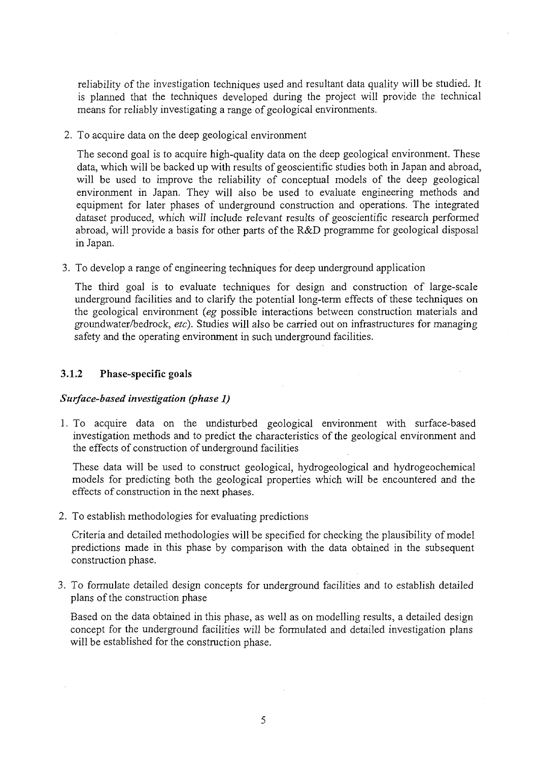reliability of the investigation techniques used and resultant data quality will be studied. It is planned that the techniques developed during the project will provide the technical means for reliably investigating a range of geological environments.

2. To acquire data on the deep geological environment

   The second goal is to acquire high-quality data on the deep geological environment. These data, which will be backed up with results of geoscientific studies both in Japan and abroad, will be used to improve the reliability of conceptual models of the deep geological environment in Japan. They will also be used to evaluate engineering methods and equipment for later phases of underground construction and operations. The integrated dataset produced, which will include relevant results of geoscientific research performed abroad, will provide a basis for other parts of the R&D programme for geological disposal in Japan.

3. To develop a range of engineering techniques for deep underground application

   The third goal is to evaluate techniques for design and construction of large-scale underground facilities and to clarify the potential long-term effects of these techniques on the geological environment (*eg* possible interactions between construction materials and groundwater/bedrock, *etc*). Studies will also be carried out on infrastructures for managing safety and the operating environment in such underground facilities.

### 3.1.2 Phase-specific goals

***Surface-based investigation (phase 1)***

1. To acquire data on the undisturbed geological environment with surface-based investigation methods and to predict the characteristics of the geological environment and the effects of construction of underground facilities

   These data will be used to construct geological, hydrogeological and hydrogeochemical models for predicting both the geological properties which will be encountered and the effects of construction in the next phases.

2. To establish methodologies for evaluating predictions

   Criteria and detailed methodologies will be specified for checking the plausibility of model predictions made in this phase by comparison with the data obtained in the subsequent construction phase.

3. To formulate detailed design concepts for underground facilities and to establish detailed plans of the construction phase

   Based on the data obtained in this phase, as well as on modelling results, a detailed design concept for the underground facilities will be formulated and detailed investigation plans will be established for the construction phase.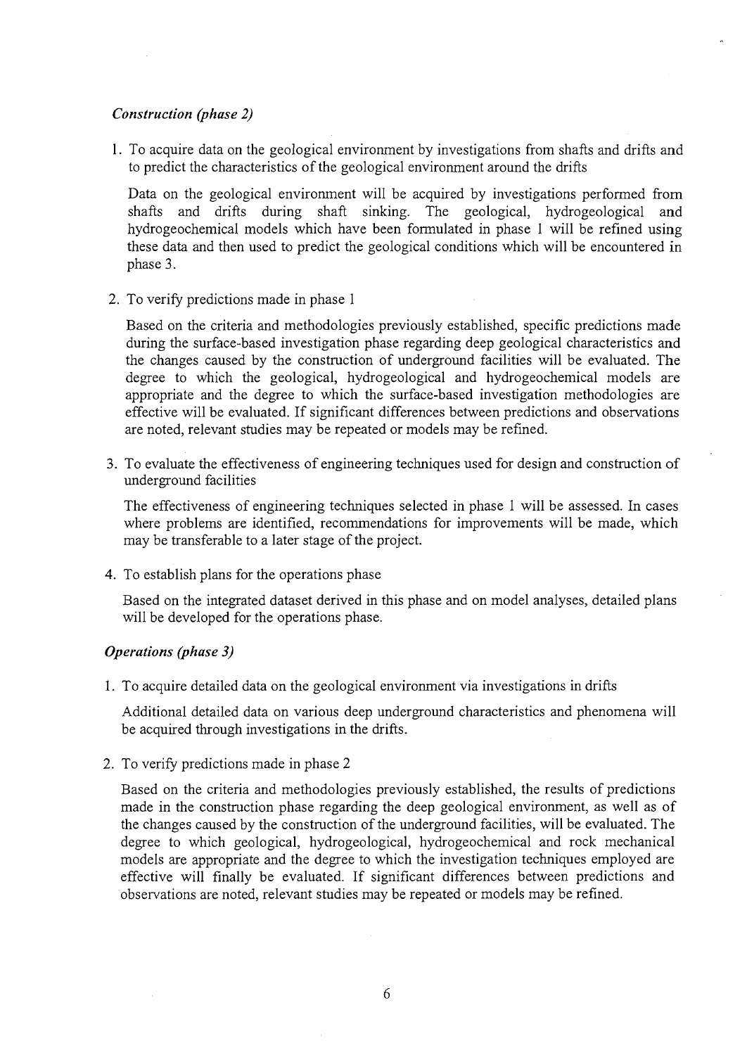*Construction (phase 2)*

1. To acquire data on the geological environment by investigations from shafts and drifts and to predict the characteristics of the geological environment around the drifts

   Data on the geological environment will be acquired by investigations performed from shafts and drifts during shaft sinking. The geological, hydrogeological and hydrogeochemical models which have been formulated in phase 1 will be refined using these data and then used to predict the geological conditions which will be encountered in phase 3.

2. To verify predictions made in phase 1

   Based on the criteria and methodologies previously established, specific predictions made during the surface-based investigation phase regarding deep geological characteristics and the changes caused by the construction of underground facilities will be evaluated. The degree to which the geological, hydrogeological and hydrogeochemical models are appropriate and the degree to which the surface-based investigation methodologies are effective will be evaluated. If significant differences between predictions and observations are noted, relevant studies may be repeated or models may be refined.

3. To evaluate the effectiveness of engineering techniques used for design and construction of underground facilities

   The effectiveness of engineering techniques selected in phase 1 will be assessed. In cases where problems are identified, recommendations for improvements will be made, which may be transferable to a later stage of the project.

4. To establish plans for the operations phase

   Based on the integrated dataset derived in this phase and on model analyses, detailed plans will be developed for the operations phase.

***Operations (phase 3)***

1. To acquire detailed data on the geological environment via investigations in drifts

   Additional detailed data on various deep underground characteristics and phenomena will be acquired through investigations in the drifts.

2. To verify predictions made in phase 2

   Based on the criteria and methodologies previously established, the results of predictions made in the construction phase regarding the deep geological environment, as well as of the changes caused by the construction of the underground facilities, will be evaluated. The degree to which geological, hydrogeological, hydrogeochemical and rock mechanical models are appropriate and the degree to which the investigation techniques employed are effective will finally be evaluated. If significant differences between predictions and observations are noted, relevant studies may be repeated or models may be refined.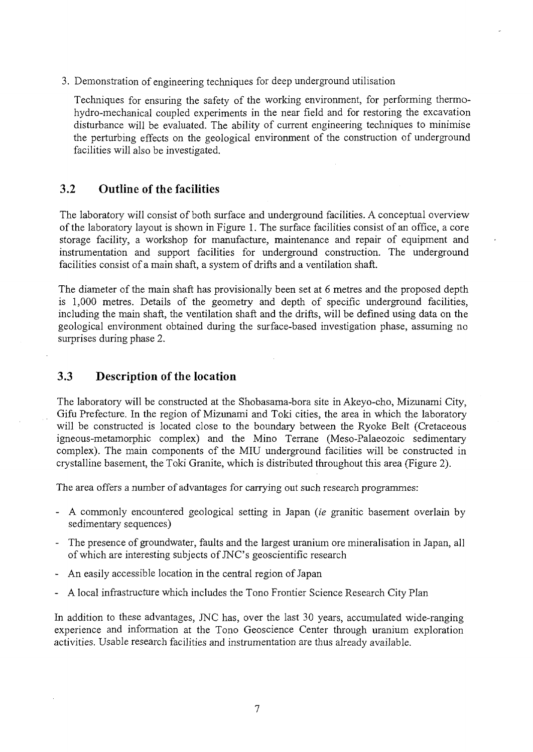3. Demonstration of engineering techniques for deep underground utilisation

   Techniques for ensuring the safety of the working environment, for performing thermo-hydro-mechanical coupled experiments in the near field and for restoring the excavation disturbance will be evaluated. The ability of current engineering techniques to minimise the perturbing effects on the geological environment of the construction of underground facilities will also be investigated.

## 3.2 Outline of the facilities

The laboratory will consist of both surface and underground facilities. A conceptual overview of the laboratory layout is shown in Figure 1. The surface facilities consist of an office, a core storage facility, a workshop for manufacture, maintenance and repair of equipment and instrumentation and support facilities for underground construction. The underground facilities consist of a main shaft, a system of drifts and a ventilation shaft.

The diameter of the main shaft has provisionally been set at 6 metres and the proposed depth is 1,000 metres. Details of the geometry and depth of specific underground facilities, including the main shaft, the ventilation shaft and the drifts, will be defined using data on the geological environment obtained during the surface-based investigation phase, assuming no surprises during phase 2.

## 3.3 Description of the location

The laboratory will be constructed at the Shobasama-bora site in Akeyo-cho, Mizunami City, Gifu Prefecture. In the region of Mizunami and Toki cities, the area in which the laboratory will be constructed is located close to the boundary between the Ryoke Belt (Cretaceous igneous-metamorphic complex) and the Mino Terrane (Meso-Palaeozoic sedimentary complex). The main components of the MIU underground facilities will be constructed in crystalline basement, the Toki Granite, which is distributed throughout this area (Figure 2).

The area offers a number of advantages for carrying out such research programmes:

- A commonly encountered geological setting in Japan (*ie* granitic basement overlain by sedimentary sequences)
- The presence of groundwater, faults and the largest uranium ore mineralisation in Japan, all of which are interesting subjects of JNC's geoscientific research
- An easily accessible location in the central region of Japan
- A local infrastructure which includes the Tono Frontier Science Research City Plan

In addition to these advantages, JNC has, over the last 30 years, accumulated wide-ranging experience and information at the Tono Geoscience Center through uranium exploration activities. Usable research facilities and instrumentation are thus already available.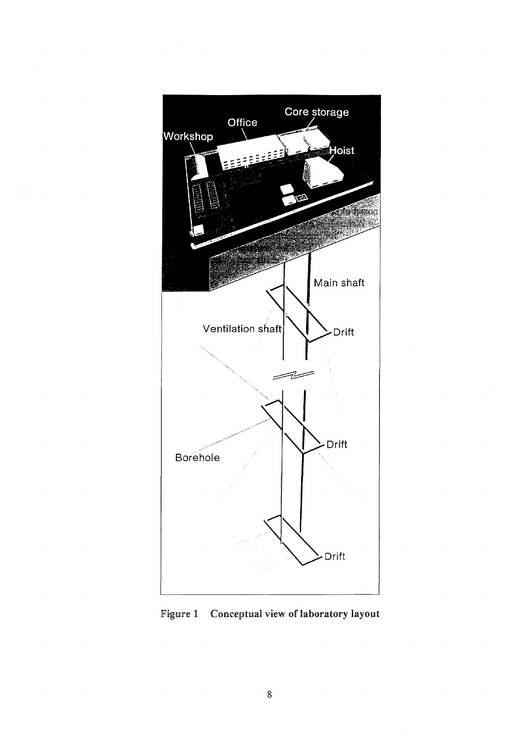Figure 1 Conceptual view of laboratory layout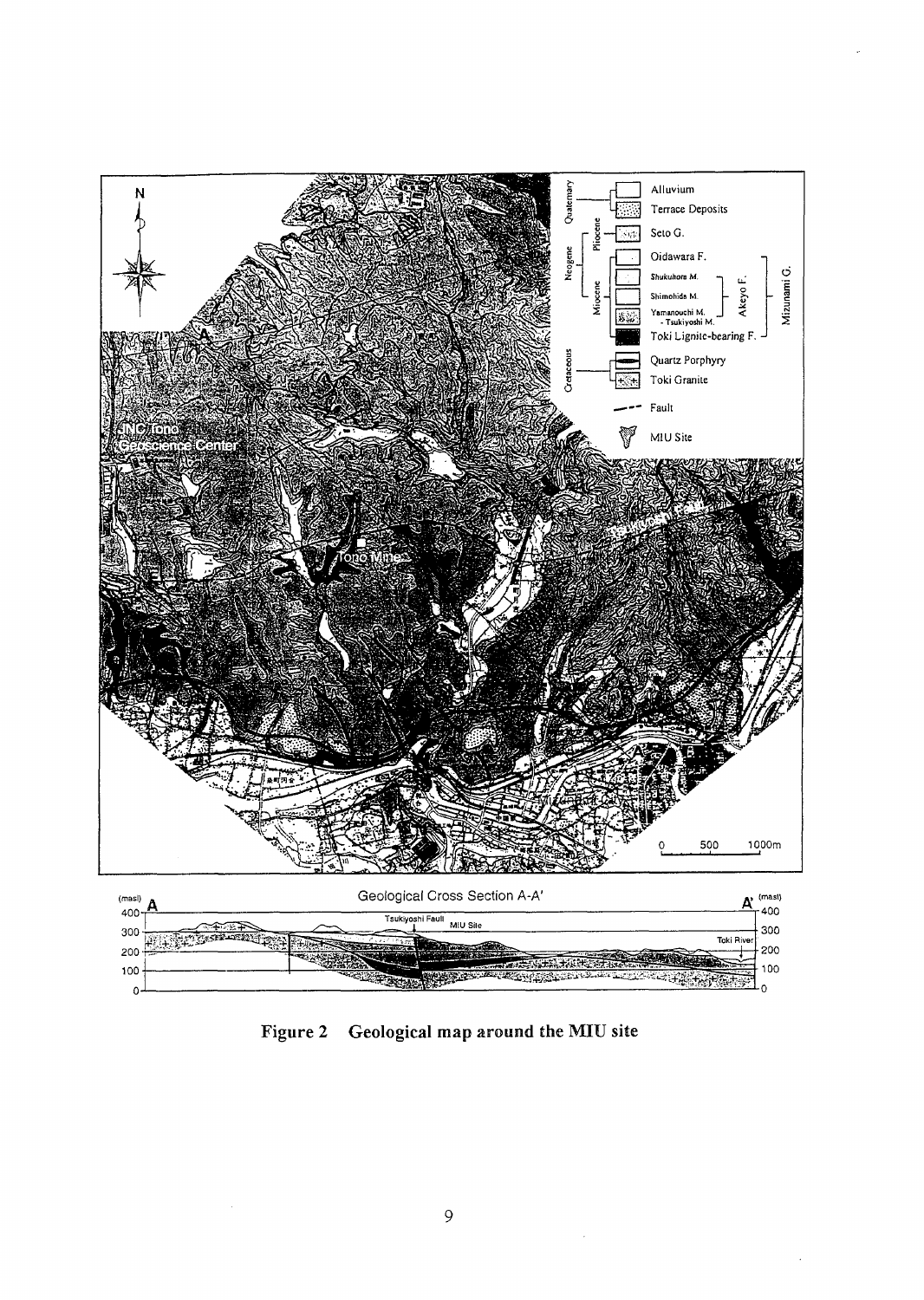Figure 2 Geological map around the MIU site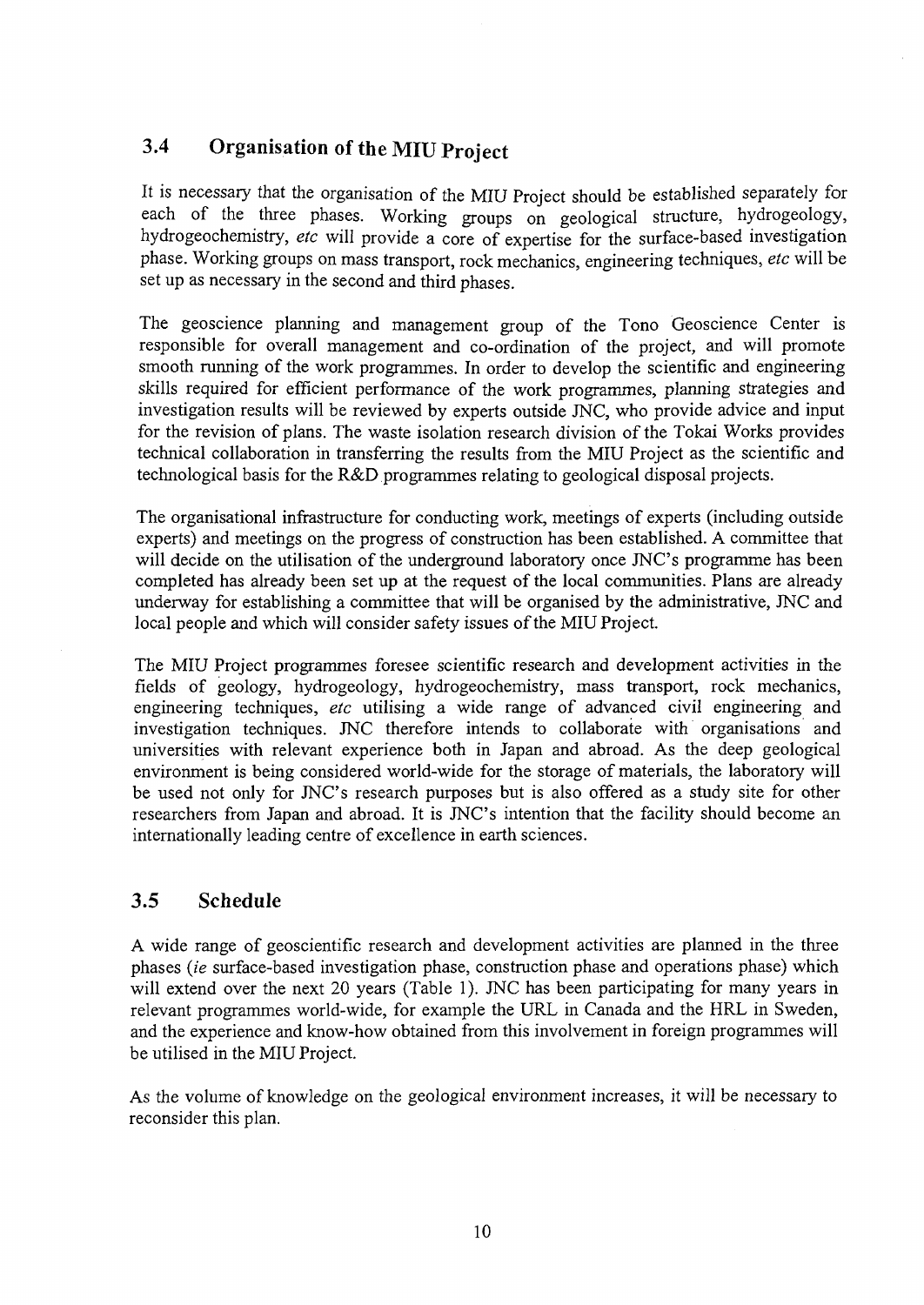## 3.4 Organisation of the MIU Project

It is necessary that the organisation of the MIU Project should be established separately for each of the three phases. Working groups on geological structure, hydrogeology, hydrogeochemistry, *etc* will provide a core of expertise for the surface-based investigation phase. Working groups on mass transport, rock mechanics, engineering techniques, *etc* will be set up as necessary in the second and third phases.

The geoscience planning and management group of the Tono Geoscience Center is responsible for overall management and co-ordination of the project, and will promote smooth running of the work programmes. In order to develop the scientific and engineering skills required for efficient performance of the work programmes, planning strategies and investigation results will be reviewed by experts outside JNC, who provide advice and input for the revision of plans. The waste isolation research division of the Tokai Works provides technical collaboration in transferring the results from the MIU Project as the scientific and technological basis for the R&D programmes relating to geological disposal projects.

The organisational infrastructure for conducting work, meetings of experts (including outside experts) and meetings on the progress of construction has been established. A committee that will decide on the utilisation of the underground laboratory once JNC's programme has been completed has already been set up at the request of the local communities. Plans are already underway for establishing a committee that will be organised by the administrative, JNC and local people and which will consider safety issues of the MIU Project.

The MIU Project programmes foresee scientific research and development activities in the fields of geology, hydrogeology, hydrogeochemistry, mass transport, rock mechanics, engineering techniques, *etc* utilising a wide range of advanced civil engineering and investigation techniques. JNC therefore intends to collaborate with organisations and universities with relevant experience both in Japan and abroad. As the deep geological environment is being considered world-wide for the storage of materials, the laboratory will be used not only for JNC's research purposes but is also offered as a study site for other researchers from Japan and abroad. It is JNC's intention that the facility should become an internationally leading centre of excellence in earth sciences.

## 3.5 Schedule

A wide range of geoscientific research and development activities are planned in the three phases (*ie* surface-based investigation phase, construction phase and operations phase) which will extend over the next 20 years (Table 1). JNC has been participating for many years in relevant programmes world-wide, for example the URL in Canada and the HRL in Sweden, and the experience and know-how obtained from this involvement in foreign programmes will be utilised in the MIU Project.

As the volume of knowledge on the geological environment increases, it will be necessary to reconsider this plan.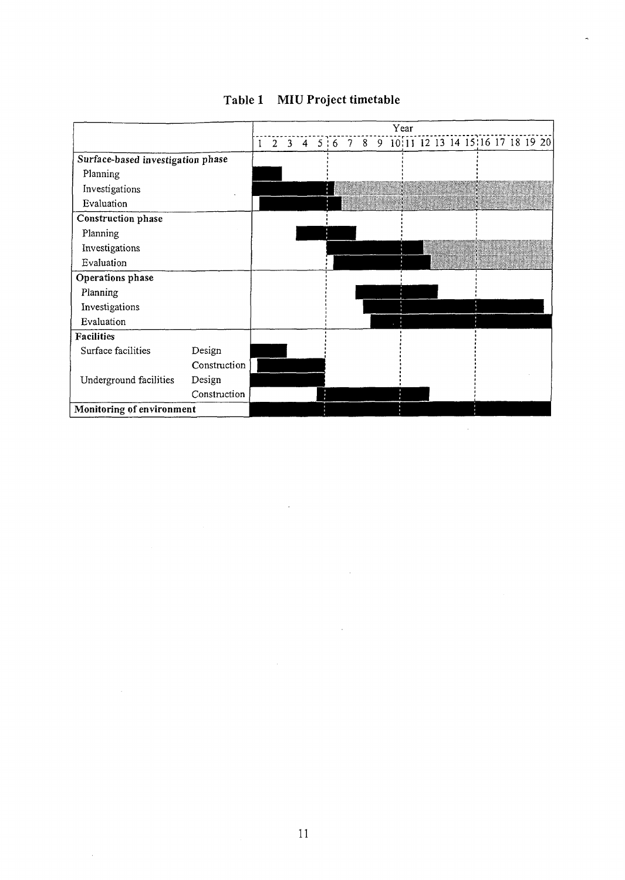# Table 1 MIU Project timetable

(■ = bar shown in solid black; ░ = bar shown shaded)

| | | Year 1 | 2 | 3 | 4 | 5 | 6 | 7 | 8 | 9 | 10 | 11 | 12 | 13 | 14 | 15 | 16 | 17 | 18 | 19 | 20 |
|---|---|---|---|---|---|---|---|---|---|---|---|---|---|---|---|---|---|---|---|---|---|
| **Surface-based investigation phase** | | | | | | | | | | | | | | | | | | | | | |
| Planning | | ■ | ■ | | | | | | | | | | | | | | | | | | |
| Investigations | | ■ | ■ | ■ | ■ | ■ | ░ | ░ | ░ | ░ | ░ | ░ | ░ | ░ | ░ | ░ | ░ | ░ | ░ | ░ | ░ |
| Evaluation | | ■ | ■ | ■ | ■ | ■ | ■ | ░ | ░ | ░ | ░ | ░ | ░ | ░ | ░ | ░ | ░ | ░ | ░ | ░ | ░ |
| **Construction phase** | | | | | | | | | | | | | | | | | | | | | |
| Planning | | | | | ■ | ■ | ■ | ■ | | | | | | | | | | | | | |
| Investigations | | | | | | | ■ | ■ | ■ | ■ | ■ | ■ | ■ | ░ | ░ | ░ | ░ | ░ | ░ | ░ | ░ |
| Evaluation | | | | | | | ■ | ■ | ■ | ■ | ■ | ■ | ■ | ░ | ░ | ░ | ░ | ░ | ░ | ░ | ░ |
| **Operations phase** | | | | | | | | | | | | | | | | | | | | | |
| Planning | | | | | | | | | ■ | ■ | ■ | ■ | ■ | ■ | | | | | | | |
| Investigations | | | | | | | | | ■ | ■ | ■ | ■ | ■ | ■ | ■ | ■ | ■ | ■ | ■ | ■ | ■ |
| Evaluation | | | | | | | | | | ■ | ■ | ■ | ■ | ■ | ■ | ■ | ■ | ■ | ■ | ■ | ■ |
| **Facilities** | | | | | | | | | | | | | | | | | | | | | |
| Surface facilities | Design | ■ | ■ | | | | | | | | | | | | | | | | | | |
| | Construction | ■ | ■ | ■ | ■ | ■ | | | | | | | | | | | | | | | |
| Underground facilities | Design | ■ | ■ | ■ | ■ | ■ | | | | | | | | | | | | | | | |
| | Construction | | | | | ■ | ■ | ■ | ■ | ■ | ■ | ■ | ■ | | | | | | | | |
| **Monitoring of environment** | | ■ | ■ | ■ | ■ | ■ | ■ | ■ | ■ | ■ | ■ | ■ | ■ | ■ | ■ | ■ | ■ | ■ | ■ | ■ | ■ |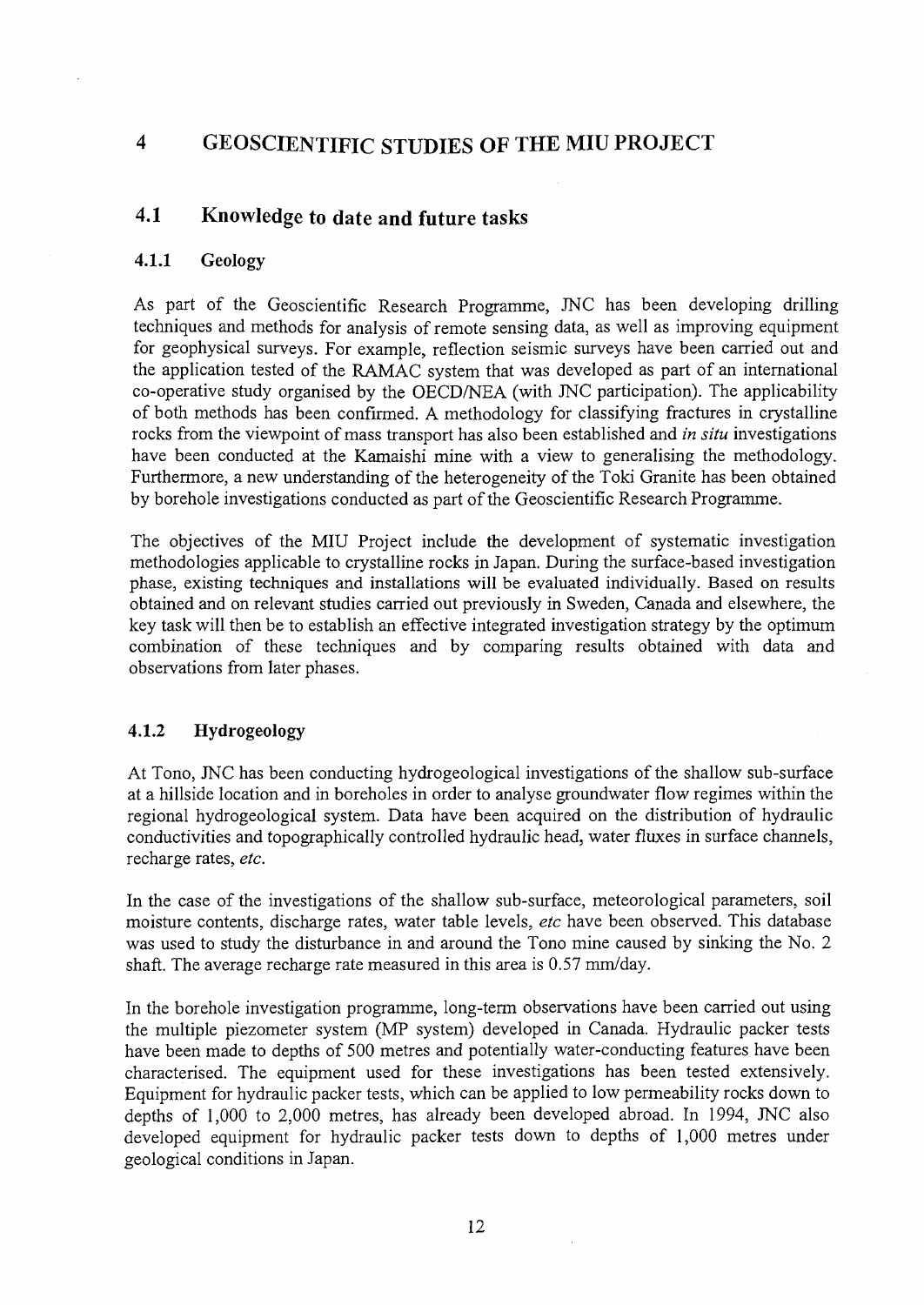# 4 GEOSCIENTIFIC STUDIES OF THE MIU PROJECT

## 4.1 Knowledge to date and future tasks

### 4.1.1 Geology

As part of the Geoscientific Research Programme, JNC has been developing drilling techniques and methods for analysis of remote sensing data, as well as improving equipment for geophysical surveys. For example, reflection seismic surveys have been carried out and the application tested of the RAMAC system that was developed as part of an international co-operative study organised by the OECD/NEA (with JNC participation). The applicability of both methods has been confirmed. A methodology for classifying fractures in crystalline rocks from the viewpoint of mass transport has also been established and *in situ* investigations have been conducted at the Kamaishi mine with a view to generalising the methodology. Furthermore, a new understanding of the heterogeneity of the Toki Granite has been obtained by borehole investigations conducted as part of the Geoscientific Research Programme.

The objectives of the MIU Project include the development of systematic investigation methodologies applicable to crystalline rocks in Japan. During the surface-based investigation phase, existing techniques and installations will be evaluated individually. Based on results obtained and on relevant studies carried out previously in Sweden, Canada and elsewhere, the key task will then be to establish an effective integrated investigation strategy by the optimum combination of these techniques and by comparing results obtained with data and observations from later phases.

### 4.1.2 Hydrogeology

At Tono, JNC has been conducting hydrogeological investigations of the shallow sub-surface at a hillside location and in boreholes in order to analyse groundwater flow regimes within the regional hydrogeological system. Data have been acquired on the distribution of hydraulic conductivities and topographically controlled hydraulic head, water fluxes in surface channels, recharge rates, *etc*.

In the case of the investigations of the shallow sub-surface, meteorological parameters, soil moisture contents, discharge rates, water table levels, *etc* have been observed. This database was used to study the disturbance in and around the Tono mine caused by sinking the No. 2 shaft. The average recharge rate measured in this area is 0.57 mm/day.

In the borehole investigation programme, long-term observations have been carried out using the multiple piezometer system (MP system) developed in Canada. Hydraulic packer tests have been made to depths of 500 metres and potentially water-conducting features have been characterised. The equipment used for these investigations has been tested extensively. Equipment for hydraulic packer tests, which can be applied to low permeability rocks down to depths of 1,000 to 2,000 metres, has already been developed abroad. In 1994, JNC also developed equipment for hydraulic packer tests down to depths of 1,000 metres under geological conditions in Japan.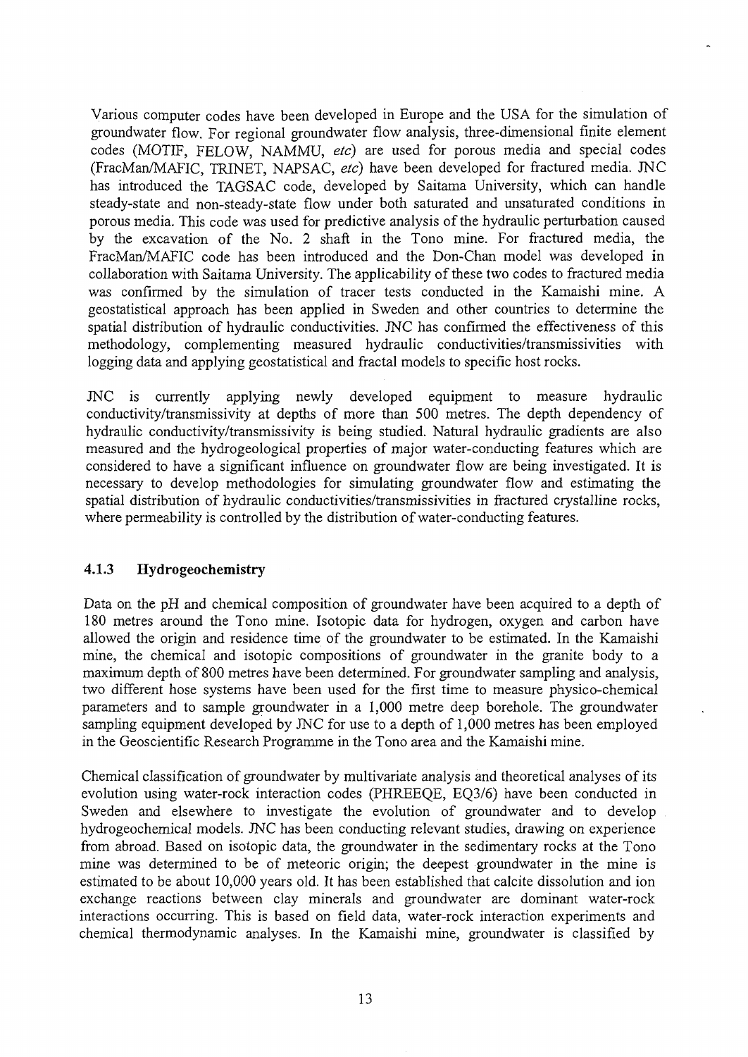Various computer codes have been developed in Europe and the USA for the simulation of groundwater flow. For regional groundwater flow analysis, three-dimensional finite element codes (MOTIF, FELOW, NAMMU, *etc*) are used for porous media and special codes (FracMan/MAFIC, TRINET, NAPSAC, *etc*) have been developed for fractured media. JNC has introduced the TAGSAC code, developed by Saitama University, which can handle steady-state and non-steady-state flow under both saturated and unsaturated conditions in porous media. This code was used for predictive analysis of the hydraulic perturbation caused by the excavation of the No. 2 shaft in the Tono mine. For fractured media, the FracMan/MAFIC code has been introduced and the Don-Chan model was developed in collaboration with Saitama University. The applicability of these two codes to fractured media was confirmed by the simulation of tracer tests conducted in the Kamaishi mine. A geostatistical approach has been applied in Sweden and other countries to determine the spatial distribution of hydraulic conductivities. JNC has confirmed the effectiveness of this methodology, complementing measured hydraulic conductivities/transmissivities with logging data and applying geostatistical and fractal models to specific host rocks.

JNC is currently applying newly developed equipment to measure hydraulic conductivity/transmissivity at depths of more than 500 metres. The depth dependency of hydraulic conductivity/transmissivity is being studied. Natural hydraulic gradients are also measured and the hydrogeological properties of major water-conducting features which are considered to have a significant influence on groundwater flow are being investigated. It is necessary to develop methodologies for simulating groundwater flow and estimating the spatial distribution of hydraulic conductivities/transmissivities in fractured crystalline rocks, where permeability is controlled by the distribution of water-conducting features.

### 4.1.3 Hydrogeochemistry

Data on the pH and chemical composition of groundwater have been acquired to a depth of 180 metres around the Tono mine. Isotopic data for hydrogen, oxygen and carbon have allowed the origin and residence time of the groundwater to be estimated. In the Kamaishi mine, the chemical and isotopic compositions of groundwater in the granite body to a maximum depth of 800 metres have been determined. For groundwater sampling and analysis, two different hose systems have been used for the first time to measure physico-chemical parameters and to sample groundwater in a 1,000 metre deep borehole. The groundwater sampling equipment developed by JNC for use to a depth of 1,000 metres has been employed in the Geoscientific Research Programme in the Tono area and the Kamaishi mine.

Chemical classification of groundwater by multivariate analysis and theoretical analyses of its evolution using water-rock interaction codes (PHREEQE, EQ3/6) have been conducted in Sweden and elsewhere to investigate the evolution of groundwater and to develop hydrogeochemical models. JNC has been conducting relevant studies, drawing on experience from abroad. Based on isotopic data, the groundwater in the sedimentary rocks at the Tono mine was determined to be of meteoric origin; the deepest groundwater in the mine is estimated to be about 10,000 years old. It has been established that calcite dissolution and ion exchange reactions between clay minerals and groundwater are dominant water-rock interactions occurring. This is based on field data, water-rock interaction experiments and chemical thermodynamic analyses. In the Kamaishi mine, groundwater is classified by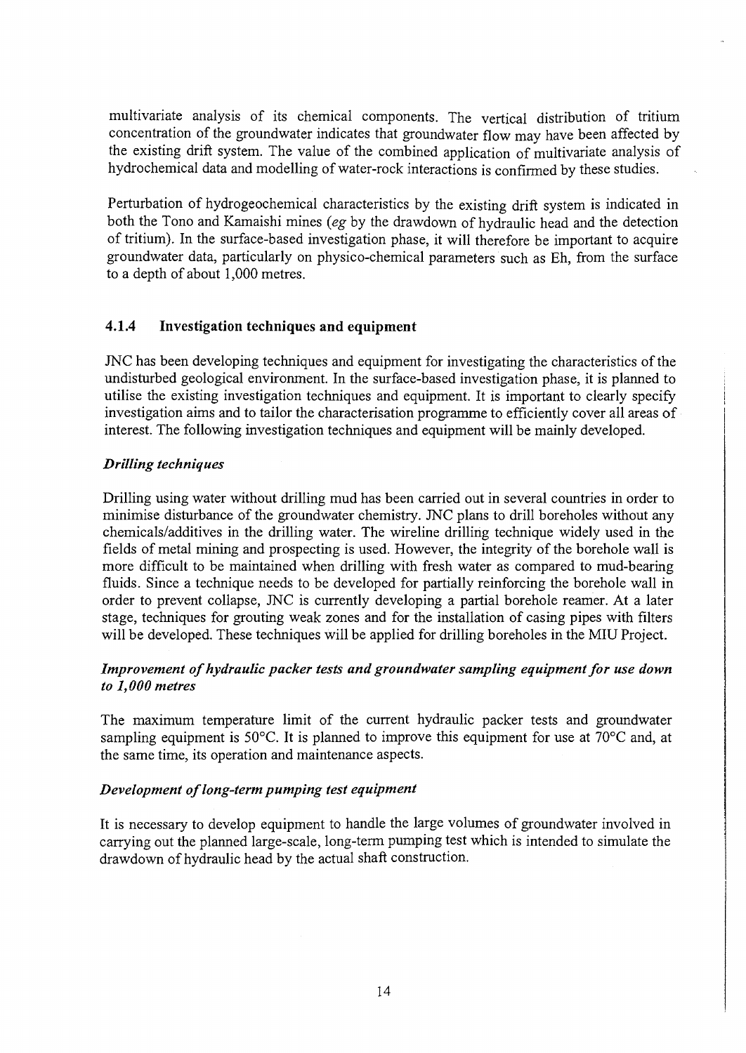multivariate analysis of its chemical components. The vertical distribution of tritium concentration of the groundwater indicates that groundwater flow may have been affected by the existing drift system. The value of the combined application of multivariate analysis of hydrochemical data and modelling of water-rock interactions is confirmed by these studies.

Perturbation of hydrogeochemical characteristics by the existing drift system is indicated in both the Tono and Kamaishi mines (*eg* by the drawdown of hydraulic head and the detection of tritium). In the surface-based investigation phase, it will therefore be important to acquire groundwater data, particularly on physico-chemical parameters such as Eh, from the surface to a depth of about 1,000 metres.

### 4.1.4 Investigation techniques and equipment

JNC has been developing techniques and equipment for investigating the characteristics of the undisturbed geological environment. In the surface-based investigation phase, it is planned to utilise the existing investigation techniques and equipment. It is important to clearly specify investigation aims and to tailor the characterisation programme to efficiently cover all areas of interest. The following investigation techniques and equipment will be mainly developed.

***Drilling techniques***

Drilling using water without drilling mud has been carried out in several countries in order to minimise disturbance of the groundwater chemistry. JNC plans to drill boreholes without any chemicals/additives in the drilling water. The wireline drilling technique widely used in the fields of metal mining and prospecting is used. However, the integrity of the borehole wall is more difficult to be maintained when drilling with fresh water as compared to mud-bearing fluids. Since a technique needs to be developed for partially reinforcing the borehole wall in order to prevent collapse, JNC is currently developing a partial borehole reamer. At a later stage, techniques for grouting weak zones and for the installation of casing pipes with filters will be developed. These techniques will be applied for drilling boreholes in the MIU Project.

***Improvement of hydraulic packer tests and groundwater sampling equipment for use down to 1,000 metres***

The maximum temperature limit of the current hydraulic packer tests and groundwater sampling equipment is 50°C. It is planned to improve this equipment for use at 70°C and, at the same time, its operation and maintenance aspects.

***Development of long-term pumping test equipment***

It is necessary to develop equipment to handle the large volumes of groundwater involved in carrying out the planned large-scale, long-term pumping test which is intended to simulate the drawdown of hydraulic head by the actual shaft construction.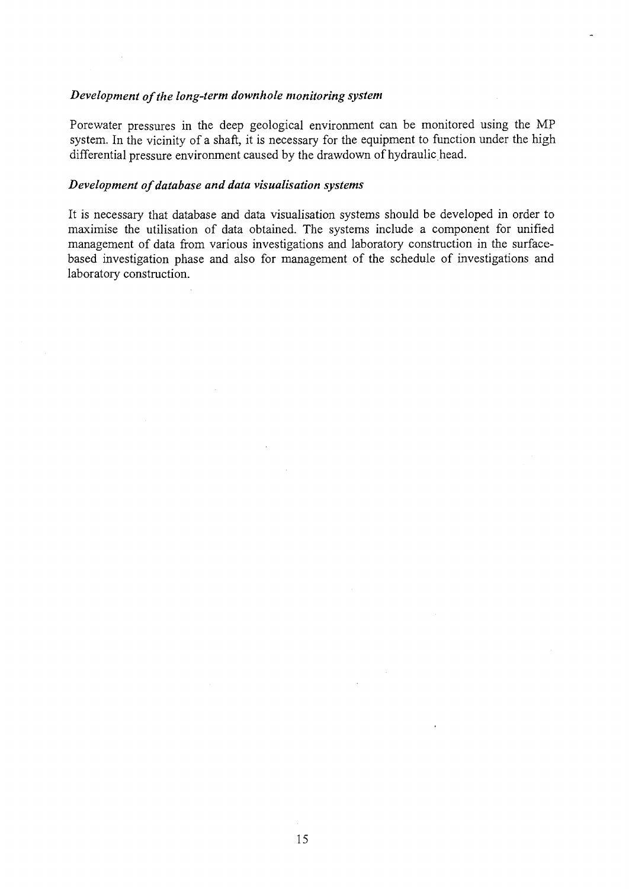*Development of the long-term downhole monitoring system*

Porewater pressures in the deep geological environment can be monitored using the MP system. In the vicinity of a shaft, it is necessary for the equipment to function under the high differential pressure environment caused by the drawdown of hydraulic head.

*Development of database and data visualisation systems*

It is necessary that database and data visualisation systems should be developed in order to maximise the utilisation of data obtained. The systems include a component for unified management of data from various investigations and laboratory construction in the surface-based investigation phase and also for management of the schedule of investigations and laboratory construction.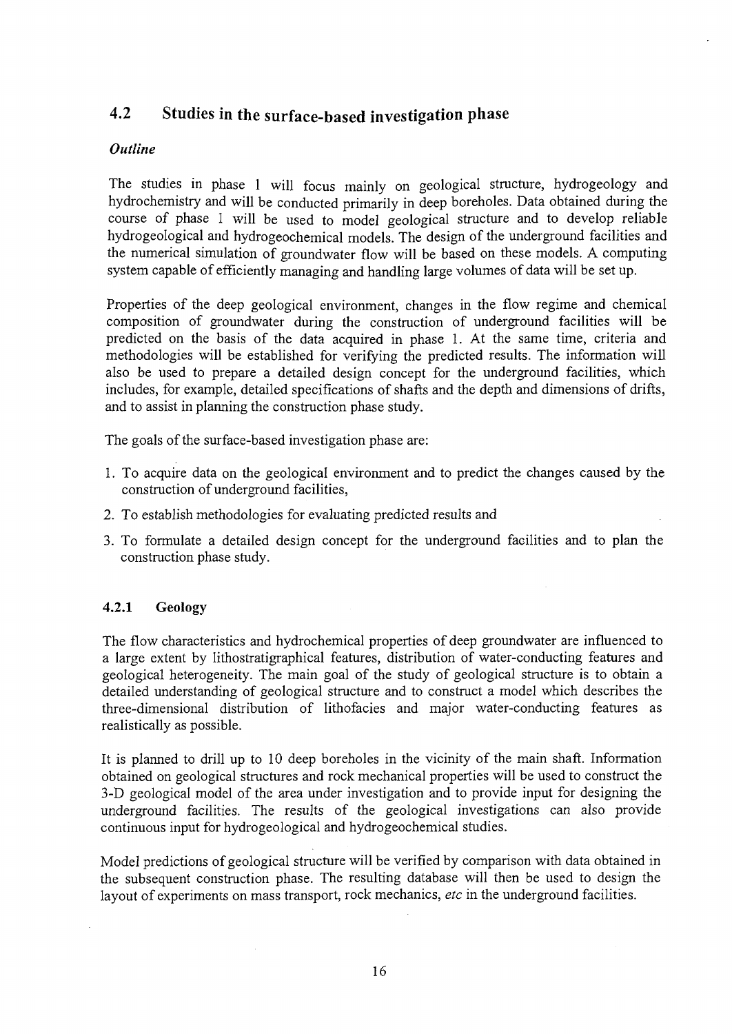## 4.2 Studies in the surface-based investigation phase

### *Outline*

The studies in phase 1 will focus mainly on geological structure, hydrogeology and hydrochemistry and will be conducted primarily in deep boreholes. Data obtained during the course of phase 1 will be used to model geological structure and to develop reliable hydrogeological and hydrogeochemical models. The design of the underground facilities and the numerical simulation of groundwater flow will be based on these models. A computing system capable of efficiently managing and handling large volumes of data will be set up.

Properties of the deep geological environment, changes in the flow regime and chemical composition of groundwater during the construction of underground facilities will be predicted on the basis of the data acquired in phase 1. At the same time, criteria and methodologies will be established for verifying the predicted results. The information will also be used to prepare a detailed design concept for the underground facilities, which includes, for example, detailed specifications of shafts and the depth and dimensions of drifts, and to assist in planning the construction phase study.

The goals of the surface-based investigation phase are:

1. To acquire data on the geological environment and to predict the changes caused by the construction of underground facilities,
2. To establish methodologies for evaluating predicted results and
3. To formulate a detailed design concept for the underground facilities and to plan the construction phase study.

### 4.2.1 Geology

The flow characteristics and hydrochemical properties of deep groundwater are influenced to a large extent by lithostratigraphical features, distribution of water-conducting features and geological heterogeneity. The main goal of the study of geological structure is to obtain a detailed understanding of geological structure and to construct a model which describes the three-dimensional distribution of lithofacies and major water-conducting features as realistically as possible.

It is planned to drill up to 10 deep boreholes in the vicinity of the main shaft. Information obtained on geological structures and rock mechanical properties will be used to construct the 3-D geological model of the area under investigation and to provide input for designing the underground facilities. The results of the geological investigations can also provide continuous input for hydrogeological and hydrogeochemical studies.

Model predictions of geological structure will be verified by comparison with data obtained in the subsequent construction phase. The resulting database will then be used to design the layout of experiments on mass transport, rock mechanics, *etc* in the underground facilities.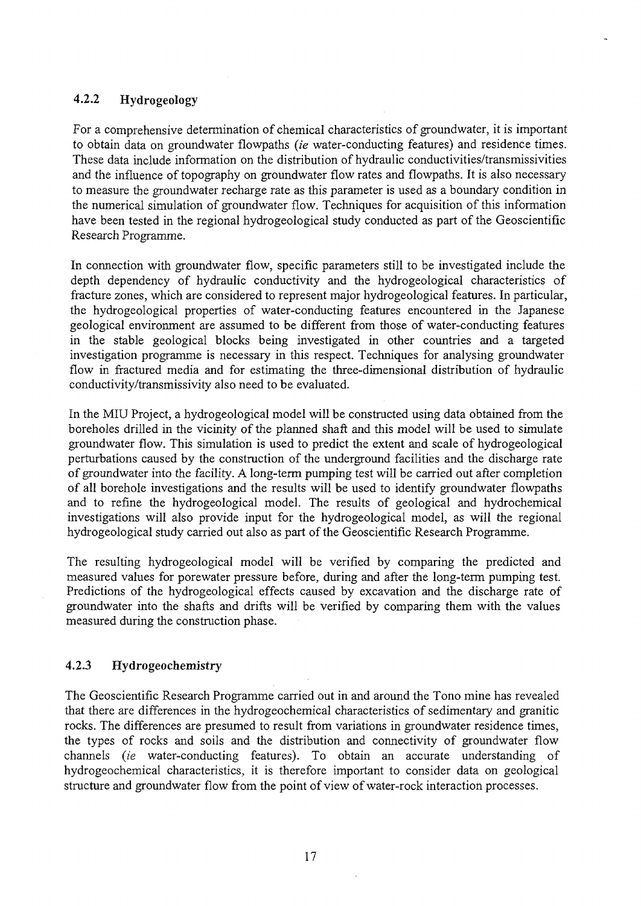### 4.2.2 Hydrogeology

For a comprehensive determination of chemical characteristics of groundwater, it is important to obtain data on groundwater flowpaths (*ie* water-conducting features) and residence times. These data include information on the distribution of hydraulic conductivities/transmissivities and the influence of topography on groundwater flow rates and flowpaths. It is also necessary to measure the groundwater recharge rate as this parameter is used as a boundary condition in the numerical simulation of groundwater flow. Techniques for acquisition of this information have been tested in the regional hydrogeological study conducted as part of the Geoscientific Research Programme.

In connection with groundwater flow, specific parameters still to be investigated include the depth dependency of hydraulic conductivity and the hydrogeological characteristics of fracture zones, which are considered to represent major hydrogeological features. In particular, the hydrogeological properties of water-conducting features encountered in the Japanese geological environment are assumed to be different from those of water-conducting features in the stable geological blocks being investigated in other countries and a targeted investigation programme is necessary in this respect. Techniques for analysing groundwater flow in fractured media and for estimating the three-dimensional distribution of hydraulic conductivity/transmissivity also need to be evaluated.

In the MIU Project, a hydrogeological model will be constructed using data obtained from the boreholes drilled in the vicinity of the planned shaft and this model will be used to simulate groundwater flow. This simulation is used to predict the extent and scale of hydrogeological perturbations caused by the construction of the underground facilities and the discharge rate of groundwater into the facility. A long-term pumping test will be carried out after completion of all borehole investigations and the results will be used to identify groundwater flowpaths and to refine the hydrogeological model. The results of geological and hydrochemical investigations will also provide input for the hydrogeological model, as will the regional hydrogeological study carried out also as part of the Geoscientific Research Programme.

The resulting hydrogeological model will be verified by comparing the predicted and measured values for porewater pressure before, during and after the long-term pumping test. Predictions of the hydrogeological effects caused by excavation and the discharge rate of groundwater into the shafts and drifts will be verified by comparing them with the values measured during the construction phase.

### 4.2.3 Hydrogeochemistry

The Geoscientific Research Programme carried out in and around the Tono mine has revealed that there are differences in the hydrogeochemical characteristics of sedimentary and granitic rocks. The differences are presumed to result from variations in groundwater residence times, the types of rocks and soils and the distribution and connectivity of groundwater flow channels (*ie* water-conducting features). To obtain an accurate understanding of hydrogeochemical characteristics, it is therefore important to consider data on geological structure and groundwater flow from the point of view of water-rock interaction processes.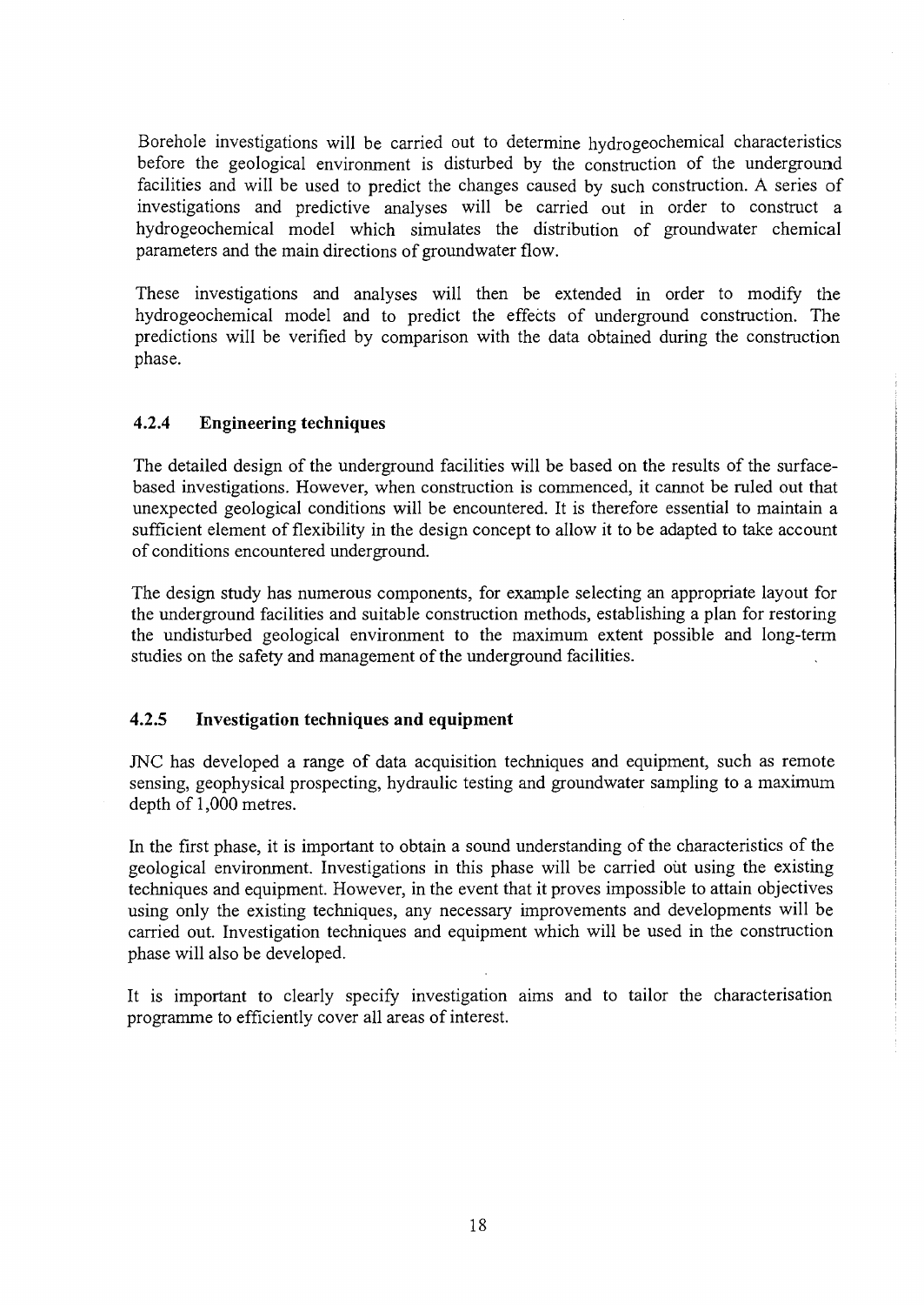Borehole investigations will be carried out to determine hydrogeochemical characteristics before the geological environment is disturbed by the construction of the underground facilities and will be used to predict the changes caused by such construction. A series of investigations and predictive analyses will be carried out in order to construct a hydrogeochemical model which simulates the distribution of groundwater chemical parameters and the main directions of groundwater flow.

These investigations and analyses will then be extended in order to modify the hydrogeochemical model and to predict the effects of underground construction. The predictions will be verified by comparison with the data obtained during the construction phase.

### 4.2.4 Engineering techniques

The detailed design of the underground facilities will be based on the results of the surface-based investigations. However, when construction is commenced, it cannot be ruled out that unexpected geological conditions will be encountered. It is therefore essential to maintain a sufficient element of flexibility in the design concept to allow it to be adapted to take account of conditions encountered underground.

The design study has numerous components, for example selecting an appropriate layout for the underground facilities and suitable construction methods, establishing a plan for restoring the undisturbed geological environment to the maximum extent possible and long-term studies on the safety and management of the underground facilities.

### 4.2.5 Investigation techniques and equipment

JNC has developed a range of data acquisition techniques and equipment, such as remote sensing, geophysical prospecting, hydraulic testing and groundwater sampling to a maximum depth of 1,000 metres.

In the first phase, it is important to obtain a sound understanding of the characteristics of the geological environment. Investigations in this phase will be carried out using the existing techniques and equipment. However, in the event that it proves impossible to attain objectives using only the existing techniques, any necessary improvements and developments will be carried out. Investigation techniques and equipment which will be used in the construction phase will also be developed.

It is important to clearly specify investigation aims and to tailor the characterisation programme to efficiently cover all areas of interest.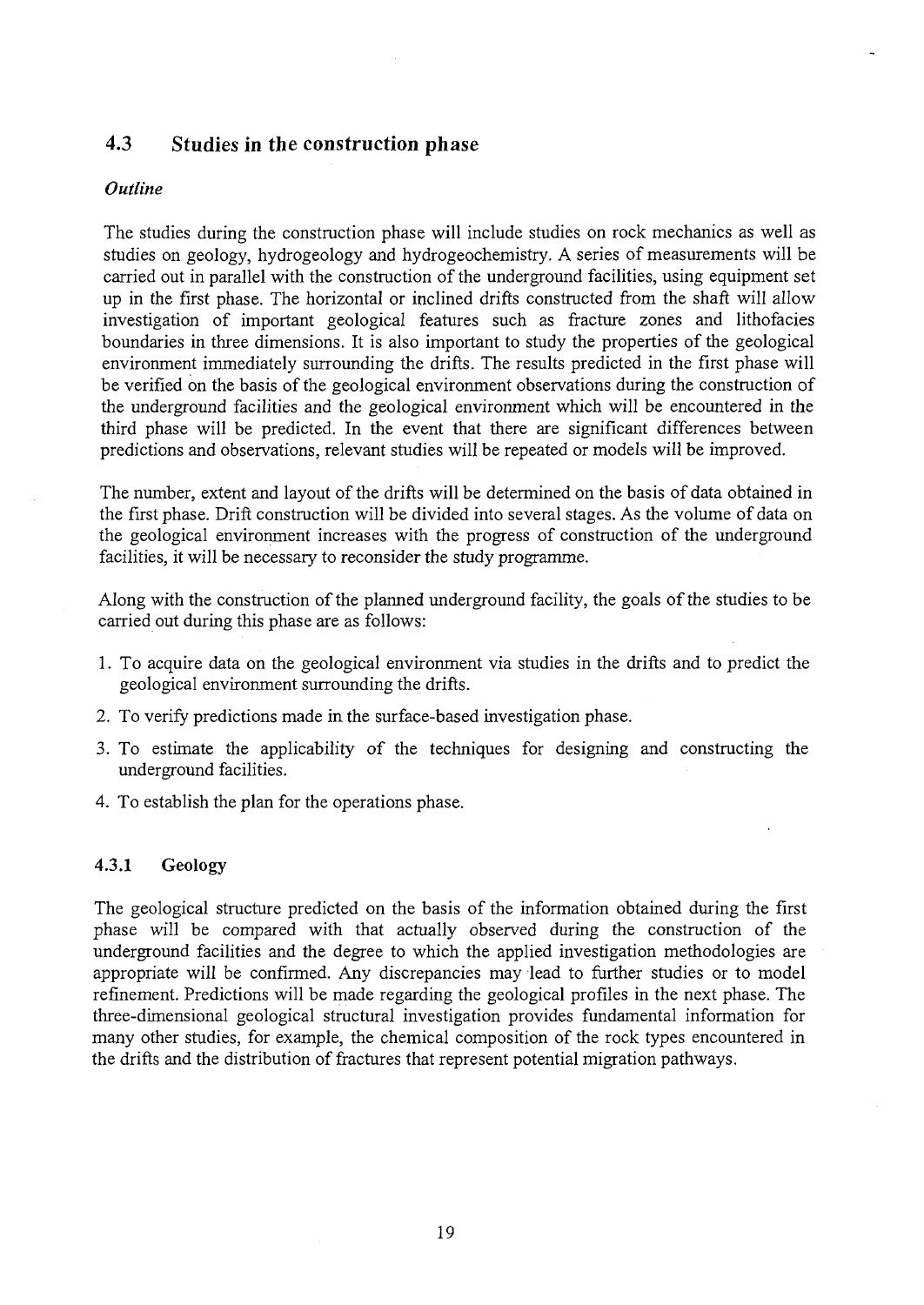## 4.3 Studies in the construction phase

### *Outline*

The studies during the construction phase will include studies on rock mechanics as well as studies on geology, hydrogeology and hydrogeochemistry. A series of measurements will be carried out in parallel with the construction of the underground facilities, using equipment set up in the first phase. The horizontal or inclined drifts constructed from the shaft will allow investigation of important geological features such as fracture zones and lithofacies boundaries in three dimensions. It is also important to study the properties of the geological environment immediately surrounding the drifts. The results predicted in the first phase will be verified on the basis of the geological environment observations during the construction of the underground facilities and the geological environment which will be encountered in the third phase will be predicted. In the event that there are significant differences between predictions and observations, relevant studies will be repeated or models will be improved.

The number, extent and layout of the drifts will be determined on the basis of data obtained in the first phase. Drift construction will be divided into several stages. As the volume of data on the geological environment increases with the progress of construction of the underground facilities, it will be necessary to reconsider the study programme.

Along with the construction of the planned underground facility, the goals of the studies to be carried out during this phase are as follows:

1. To acquire data on the geological environment via studies in the drifts and to predict the geological environment surrounding the drifts.
2. To verify predictions made in the surface-based investigation phase.
3. To estimate the applicability of the techniques for designing and constructing the underground facilities.
4. To establish the plan for the operations phase.

### 4.3.1 Geology

The geological structure predicted on the basis of the information obtained during the first phase will be compared with that actually observed during the construction of the underground facilities and the degree to which the applied investigation methodologies are appropriate will be confirmed. Any discrepancies may lead to further studies or to model refinement. Predictions will be made regarding the geological profiles in the next phase. The three-dimensional geological structural investigation provides fundamental information for many other studies, for example, the chemical composition of the rock types encountered in the drifts and the distribution of fractures that represent potential migration pathways.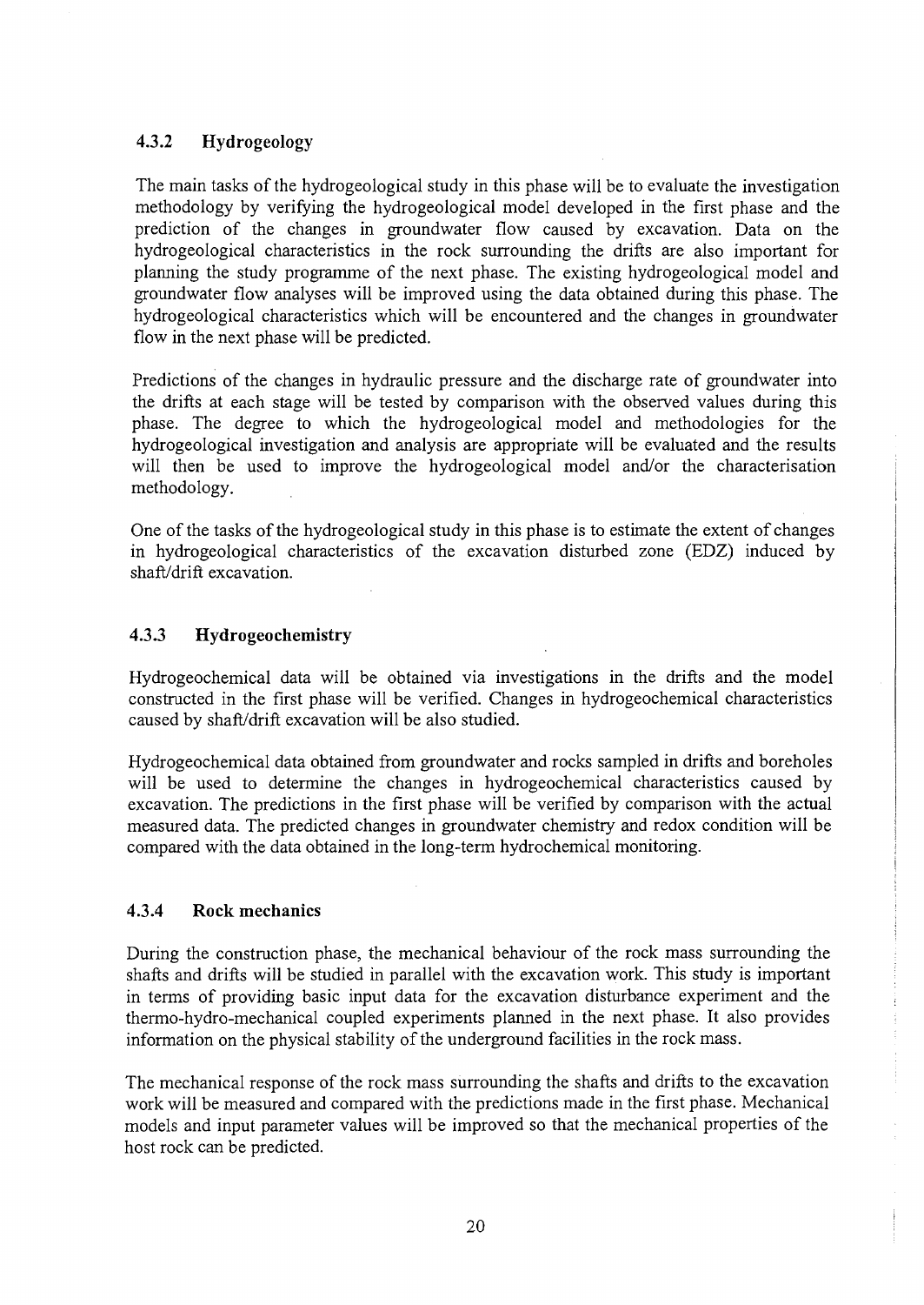### 4.3.2 Hydrogeology

The main tasks of the hydrogeological study in this phase will be to evaluate the investigation methodology by verifying the hydrogeological model developed in the first phase and the prediction of the changes in groundwater flow caused by excavation. Data on the hydrogeological characteristics in the rock surrounding the drifts are also important for planning the study programme of the next phase. The existing hydrogeological model and groundwater flow analyses will be improved using the data obtained during this phase. The hydrogeological characteristics which will be encountered and the changes in groundwater flow in the next phase will be predicted.

Predictions of the changes in hydraulic pressure and the discharge rate of groundwater into the drifts at each stage will be tested by comparison with the observed values during this phase. The degree to which the hydrogeological model and methodologies for the hydrogeological investigation and analysis are appropriate will be evaluated and the results will then be used to improve the hydrogeological model and/or the characterisation methodology.

One of the tasks of the hydrogeological study in this phase is to estimate the extent of changes in hydrogeological characteristics of the excavation disturbed zone (EDZ) induced by shaft/drift excavation.

### 4.3.3 Hydrogeochemistry

Hydrogeochemical data will be obtained via investigations in the drifts and the model constructed in the first phase will be verified. Changes in hydrogeochemical characteristics caused by shaft/drift excavation will be also studied.

Hydrogeochemical data obtained from groundwater and rocks sampled in drifts and boreholes will be used to determine the changes in hydrogeochemical characteristics caused by excavation. The predictions in the first phase will be verified by comparison with the actual measured data. The predicted changes in groundwater chemistry and redox condition will be compared with the data obtained in the long-term hydrochemical monitoring.

### 4.3.4 Rock mechanics

During the construction phase, the mechanical behaviour of the rock mass surrounding the shafts and drifts will be studied in parallel with the excavation work. This study is important in terms of providing basic input data for the excavation disturbance experiment and the thermo-hydro-mechanical coupled experiments planned in the next phase. It also provides information on the physical stability of the underground facilities in the rock mass.

The mechanical response of the rock mass surrounding the shafts and drifts to the excavation work will be measured and compared with the predictions made in the first phase. Mechanical models and input parameter values will be improved so that the mechanical properties of the host rock can be predicted.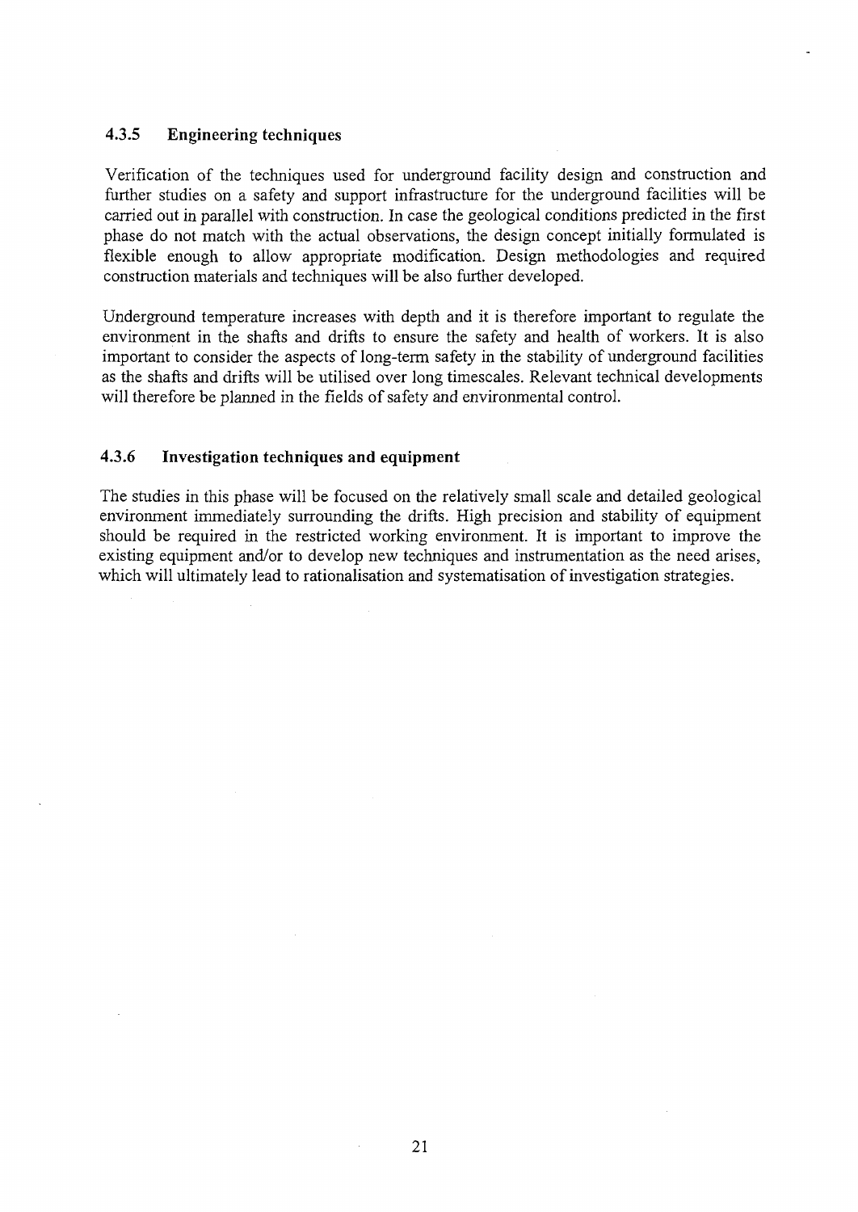### 4.3.5 Engineering techniques

Verification of the techniques used for underground facility design and construction and further studies on a safety and support infrastructure for the underground facilities will be carried out in parallel with construction. In case the geological conditions predicted in the first phase do not match with the actual observations, the design concept initially formulated is flexible enough to allow appropriate modification. Design methodologies and required construction materials and techniques will be also further developed.

Underground temperature increases with depth and it is therefore important to regulate the environment in the shafts and drifts to ensure the safety and health of workers. It is also important to consider the aspects of long-term safety in the stability of underground facilities as the shafts and drifts will be utilised over long timescales. Relevant technical developments will therefore be planned in the fields of safety and environmental control.

### 4.3.6 Investigation techniques and equipment

The studies in this phase will be focused on the relatively small scale and detailed geological environment immediately surrounding the drifts. High precision and stability of equipment should be required in the restricted working environment. It is important to improve the existing equipment and/or to develop new techniques and instrumentation as the need arises, which will ultimately lead to rationalisation and systematisation of investigation strategies.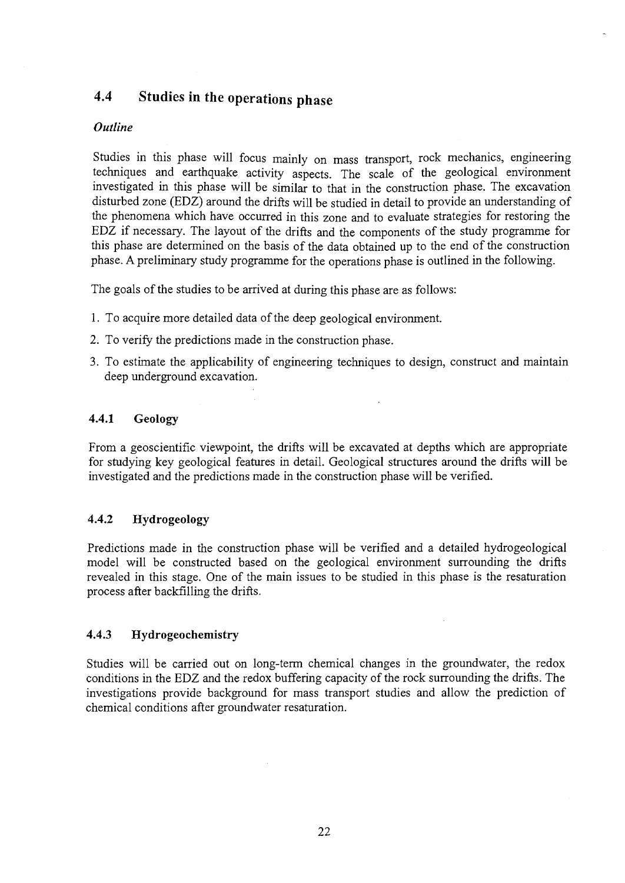## 4.4 Studies in the operations phase

*Outline*

Studies in this phase will focus mainly on mass transport, rock mechanics, engineering techniques and earthquake activity aspects. The scale of the geological environment investigated in this phase will be similar to that in the construction phase. The excavation disturbed zone (EDZ) around the drifts will be studied in detail to provide an understanding of the phenomena which have occurred in this zone and to evaluate strategies for restoring the EDZ if necessary. The layout of the drifts and the components of the study programme for this phase are determined on the basis of the data obtained up to the end of the construction phase. A preliminary study programme for the operations phase is outlined in the following.

The goals of the studies to be arrived at during this phase are as follows:

1. To acquire more detailed data of the deep geological environment.
2. To verify the predictions made in the construction phase.
3. To estimate the applicability of engineering techniques to design, construct and maintain deep underground excavation.

### 4.4.1 Geology

From a geoscientific viewpoint, the drifts will be excavated at depths which are appropriate for studying key geological features in detail. Geological structures around the drifts will be investigated and the predictions made in the construction phase will be verified.

### 4.4.2 Hydrogeology

Predictions made in the construction phase will be verified and a detailed hydrogeological model will be constructed based on the geological environment surrounding the drifts revealed in this stage. One of the main issues to be studied in this phase is the resaturation process after backfilling the drifts.

### 4.4.3 Hydrogeochemistry

Studies will be carried out on long-term chemical changes in the groundwater, the redox conditions in the EDZ and the redox buffering capacity of the rock surrounding the drifts. The investigations provide background for mass transport studies and allow the prediction of chemical conditions after groundwater resaturation.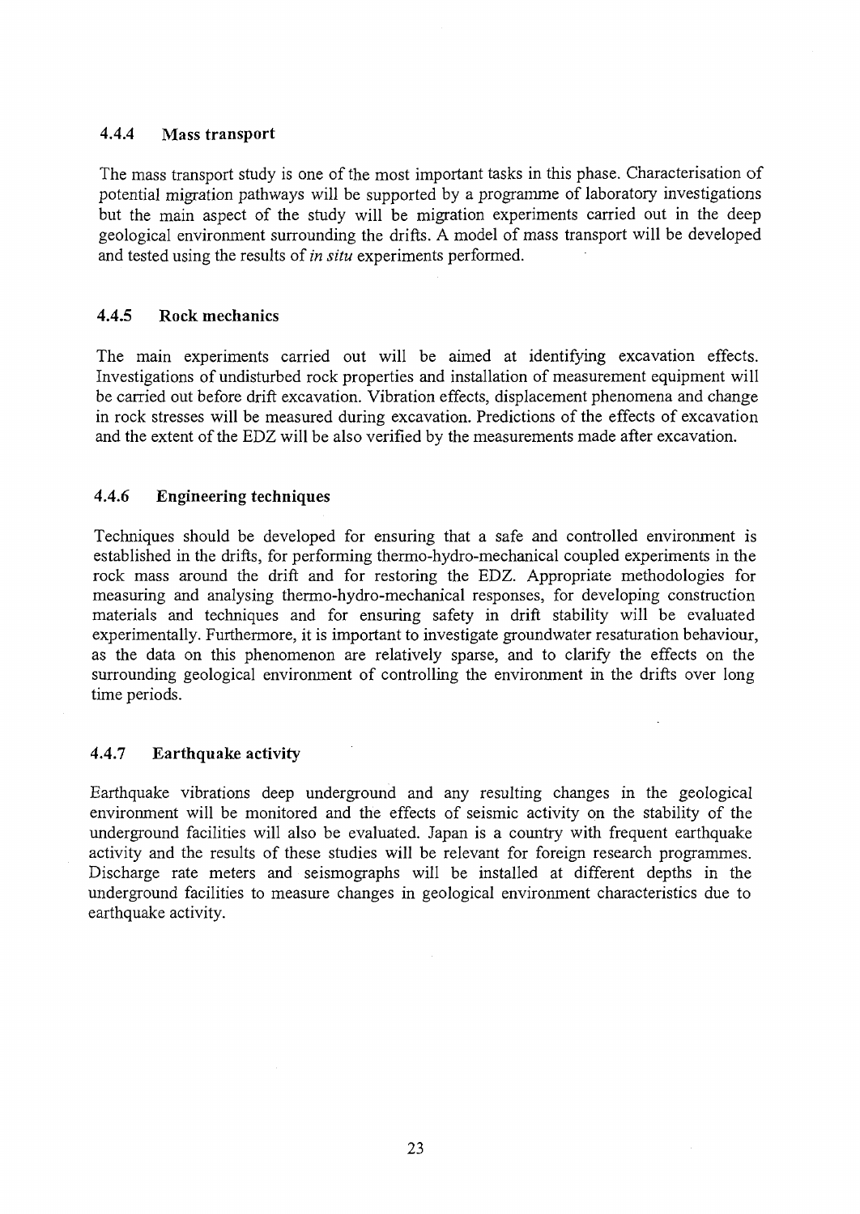### 4.4.4 Mass transport

The mass transport study is one of the most important tasks in this phase. Characterisation of potential migration pathways will be supported by a programme of laboratory investigations but the main aspect of the study will be migration experiments carried out in the deep geological environment surrounding the drifts. A model of mass transport will be developed and tested using the results of *in situ* experiments performed.

### 4.4.5 Rock mechanics

The main experiments carried out will be aimed at identifying excavation effects. Investigations of undisturbed rock properties and installation of measurement equipment will be carried out before drift excavation. Vibration effects, displacement phenomena and change in rock stresses will be measured during excavation. Predictions of the effects of excavation and the extent of the EDZ will be also verified by the measurements made after excavation.

### 4.4.6 Engineering techniques

Techniques should be developed for ensuring that a safe and controlled environment is established in the drifts, for performing thermo-hydro-mechanical coupled experiments in the rock mass around the drift and for restoring the EDZ. Appropriate methodologies for measuring and analysing thermo-hydro-mechanical responses, for developing construction materials and techniques and for ensuring safety in drift stability will be evaluated experimentally. Furthermore, it is important to investigate groundwater resaturation behaviour, as the data on this phenomenon are relatively sparse, and to clarify the effects on the surrounding geological environment of controlling the environment in the drifts over long time periods.

### 4.4.7 Earthquake activity

Earthquake vibrations deep underground and any resulting changes in the geological environment will be monitored and the effects of seismic activity on the stability of the underground facilities will also be evaluated. Japan is a country with frequent earthquake activity and the results of these studies will be relevant for foreign research programmes. Discharge rate meters and seismographs will be installed at different depths in the underground facilities to measure changes in geological environment characteristics due to earthquake activity.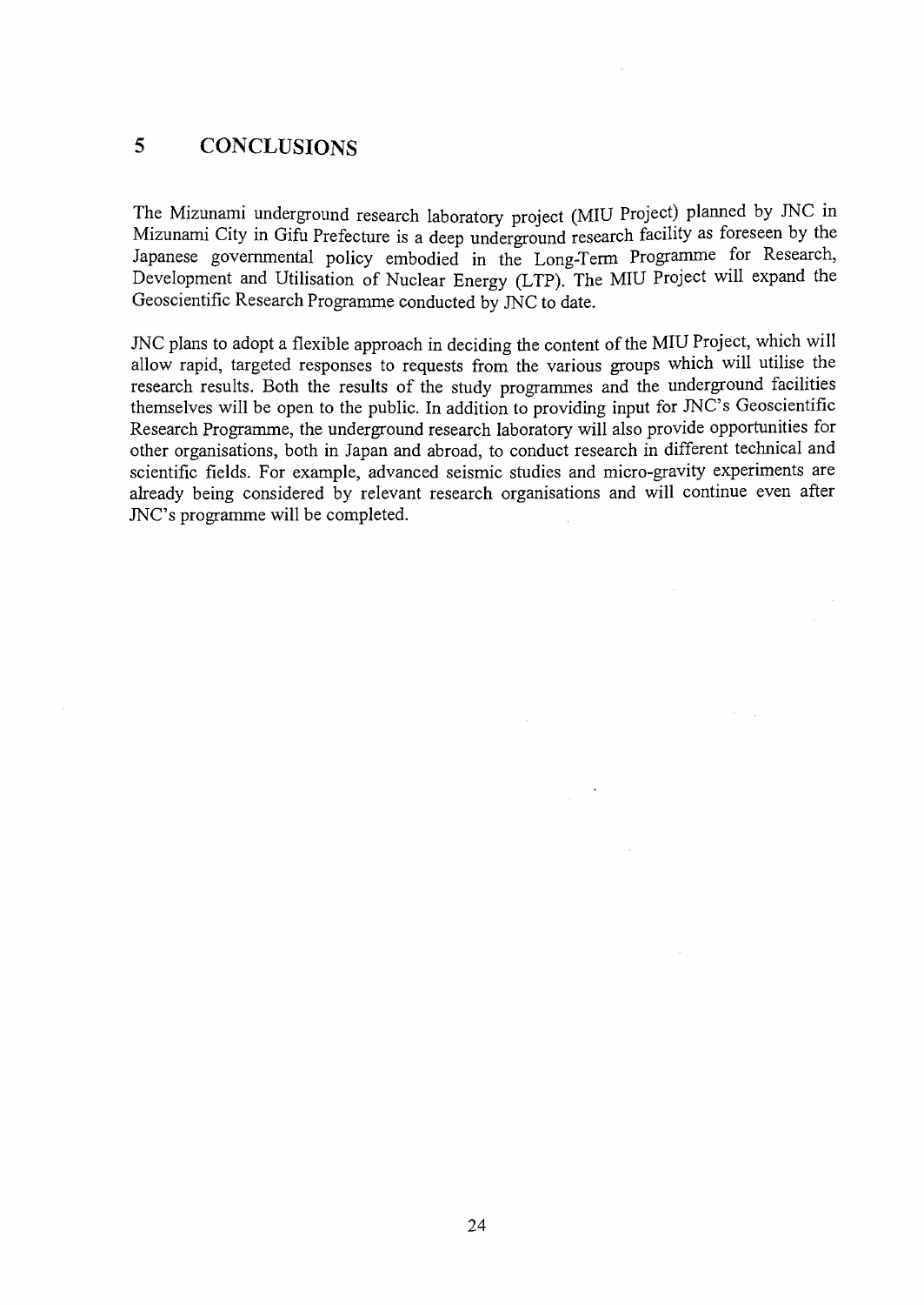# 5 CONCLUSIONS

The Mizunami underground research laboratory project (MIU Project) planned by JNC in Mizunami City in Gifu Prefecture is a deep underground research facility as foreseen by the Japanese governmental policy embodied in the Long-Term Programme for Research, Development and Utilisation of Nuclear Energy (LTP). The MIU Project will expand the Geoscientific Research Programme conducted by JNC to date.

JNC plans to adopt a flexible approach in deciding the content of the MIU Project, which will allow rapid, targeted responses to requests from the various groups which will utilise the research results. Both the results of the study programmes and the underground facilities themselves will be open to the public. In addition to providing input for JNC's Geoscientific Research Programme, the underground research laboratory will also provide opportunities for other organisations, both in Japan and abroad, to conduct research in different technical and scientific fields. For example, advanced seismic studies and micro-gravity experiments are already being considered by relevant research organisations and will continue even after JNC's programme will be completed.